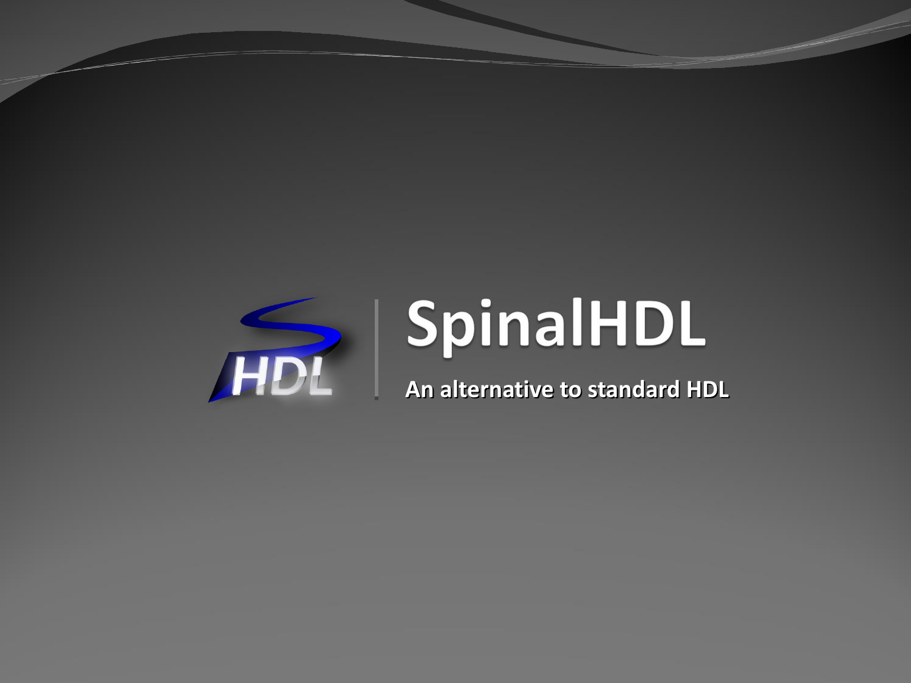# SpinalHDL

**An alternative to standard HDL**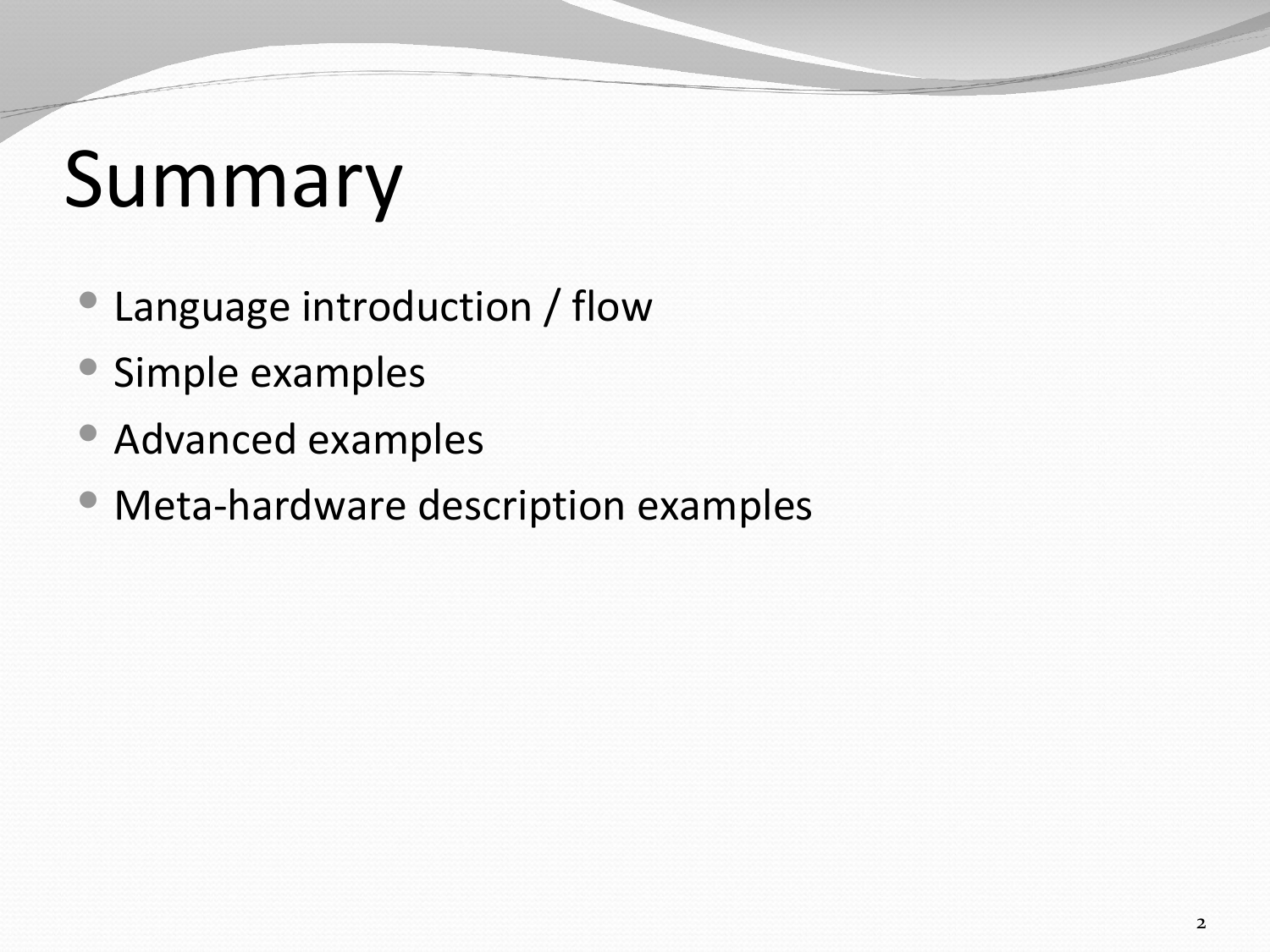# Summary

- Language introduction / flow
- Simple examples
- Advanced examples
- Meta-hardware description examples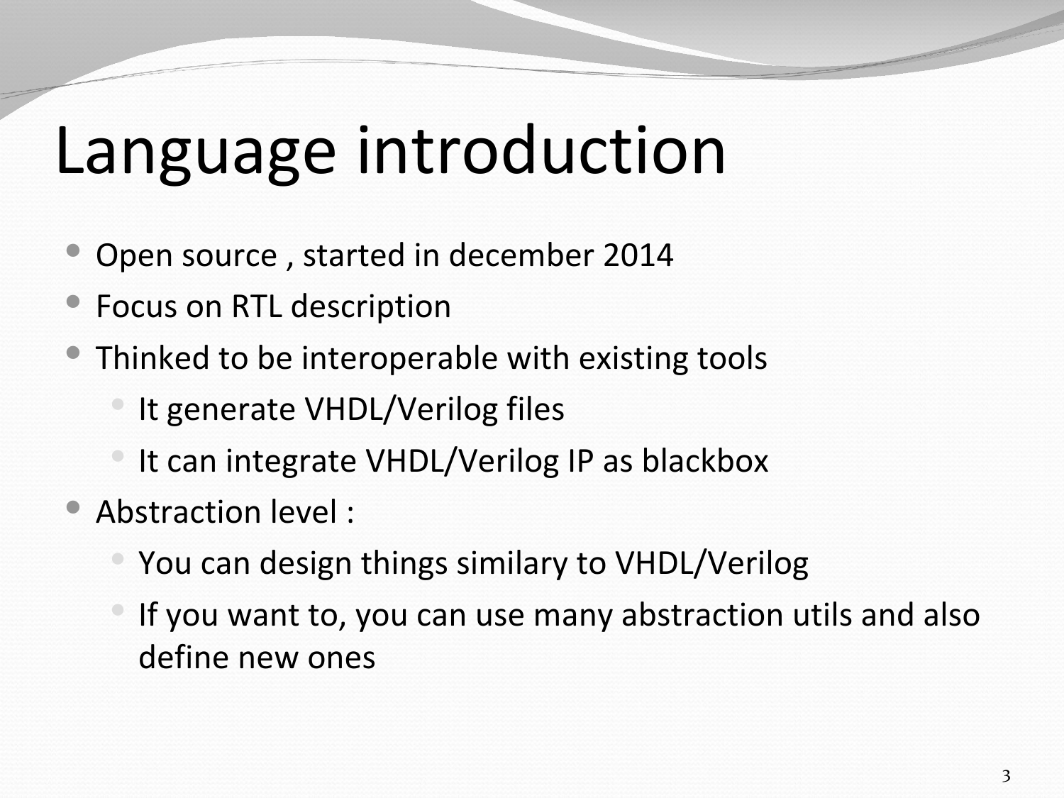# Language introduction

- Open source , started in december 2014
- Focus on RTL description
- Thinked to be interoperable with existing tools
  - It generate VHDL/Verilog files
  - It can integrate VHDL/Verilog IP as blackbox
- Abstraction level :
  - You can design things similary to VHDL/Verilog
  - If you want to, you can use many abstraction utils and also define new ones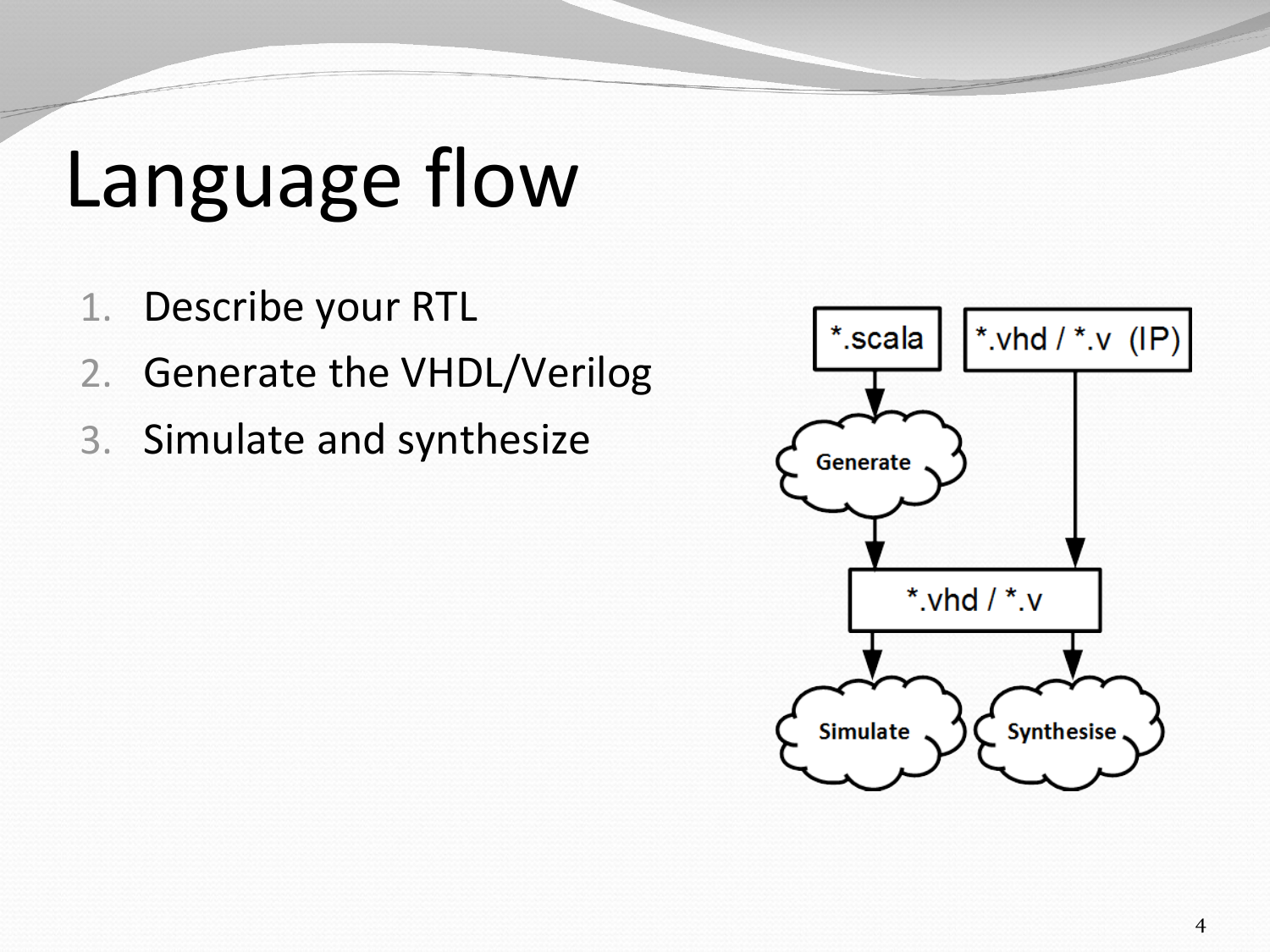# Language flow

1. Describe your RTL
2. Generate the VHDL/Verilog
3. Simulate and synthesize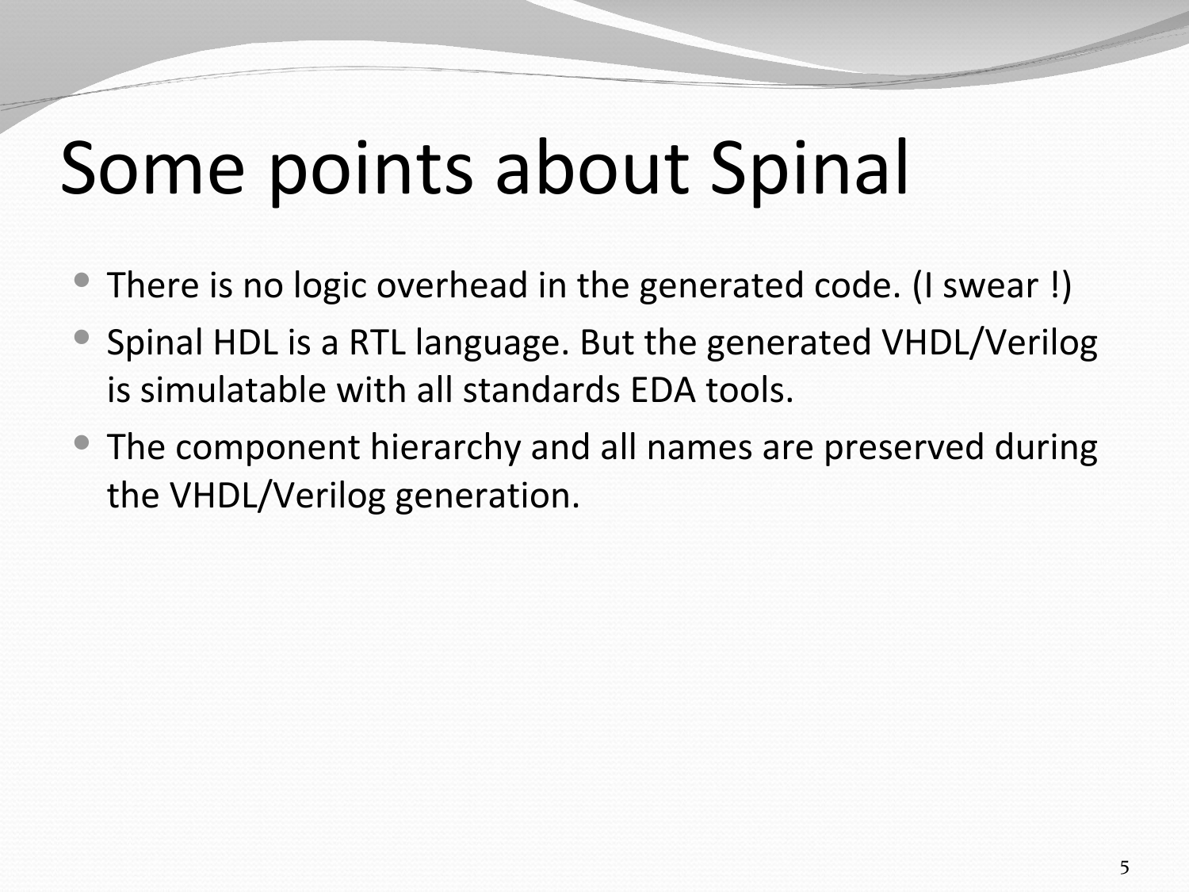# Some points about Spinal

- There is no logic overhead in the generated code. (I swear !)
- Spinal HDL is a RTL language. But the generated VHDL/Verilog is simulatable with all standards EDA tools.
- The component hierarchy and all names are preserved during the VHDL/Verilog generation.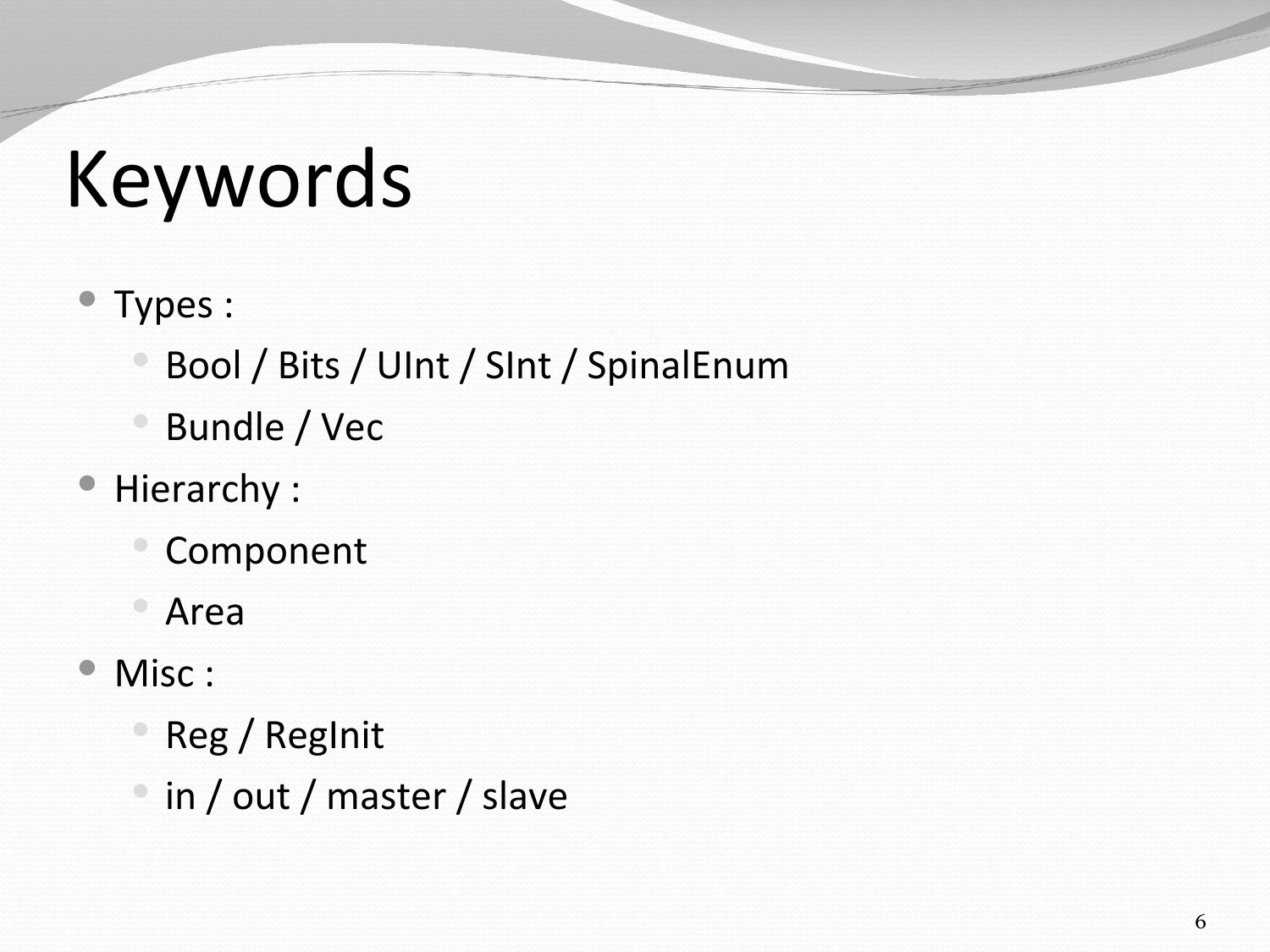# Keywords

- Types :
  - Bool / Bits / UInt / SInt / SpinalEnum
  - Bundle / Vec
- Hierarchy :
  - Component
  - Area
- Misc :
  - Reg / RegInit
  - in / out / master / slave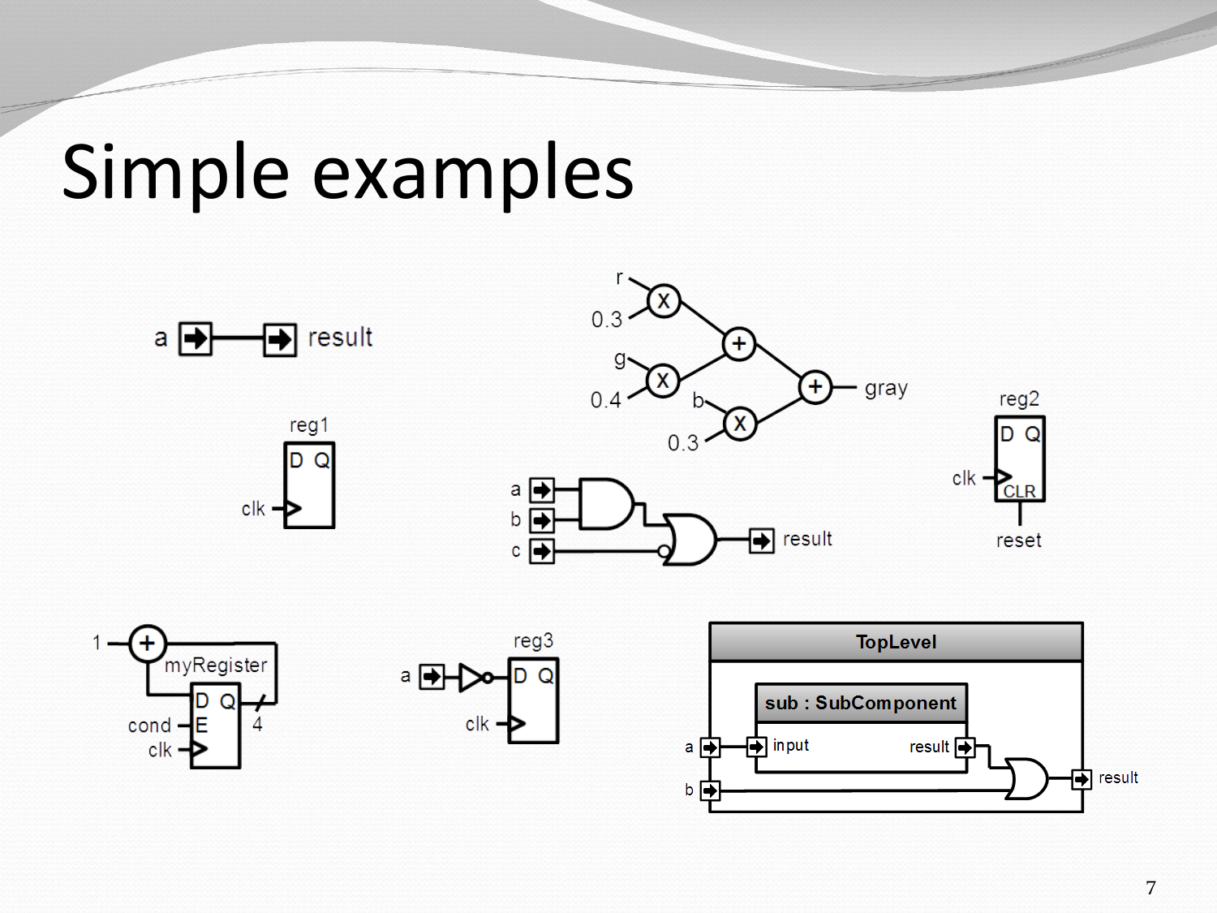# Simple examples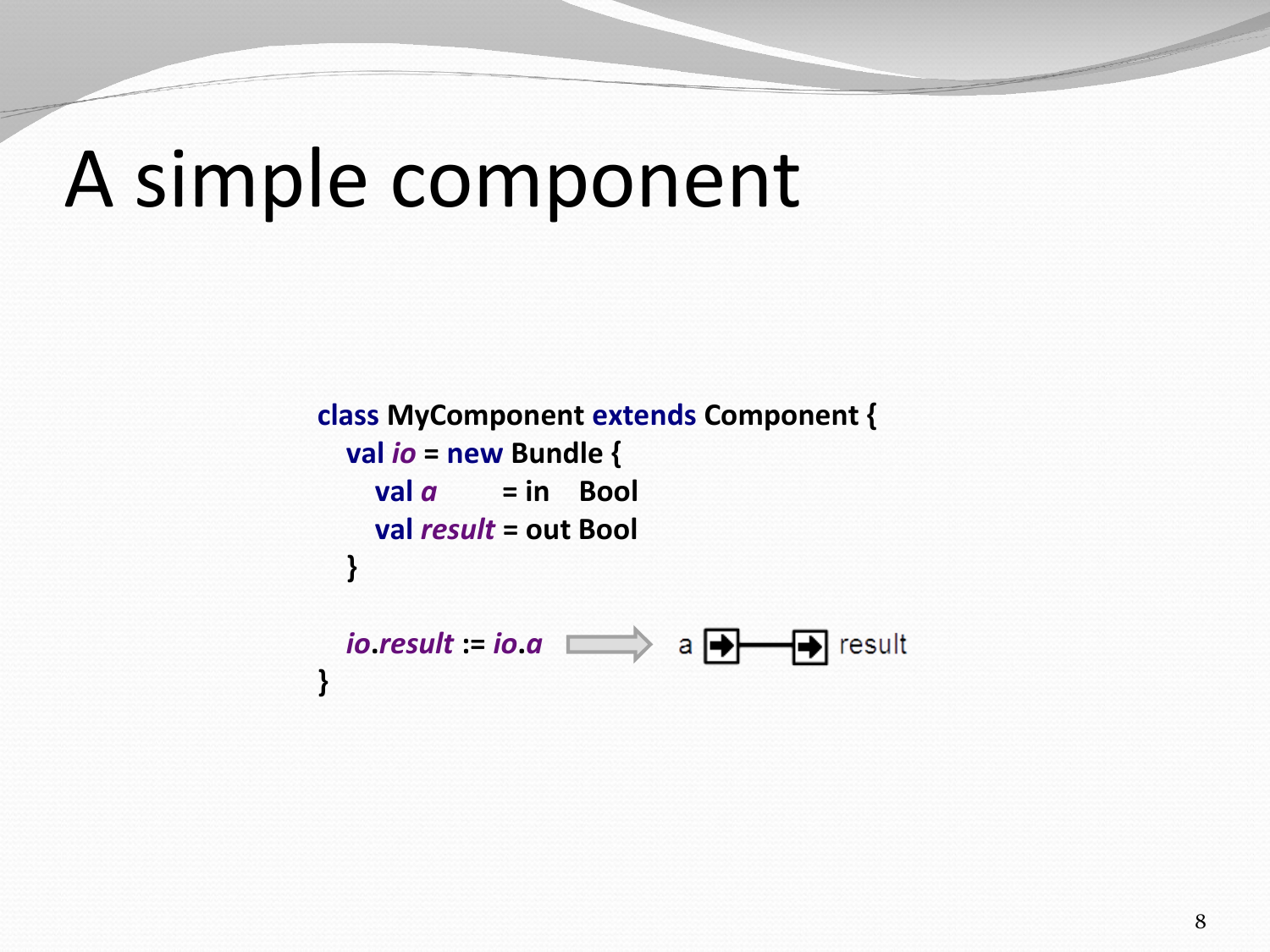# A simple component

```
class MyComponent extends Component {
   val io = new Bundle {
      val a      = in   Bool
      val result = out Bool
   }

   io.result := io.a
}
```

a → result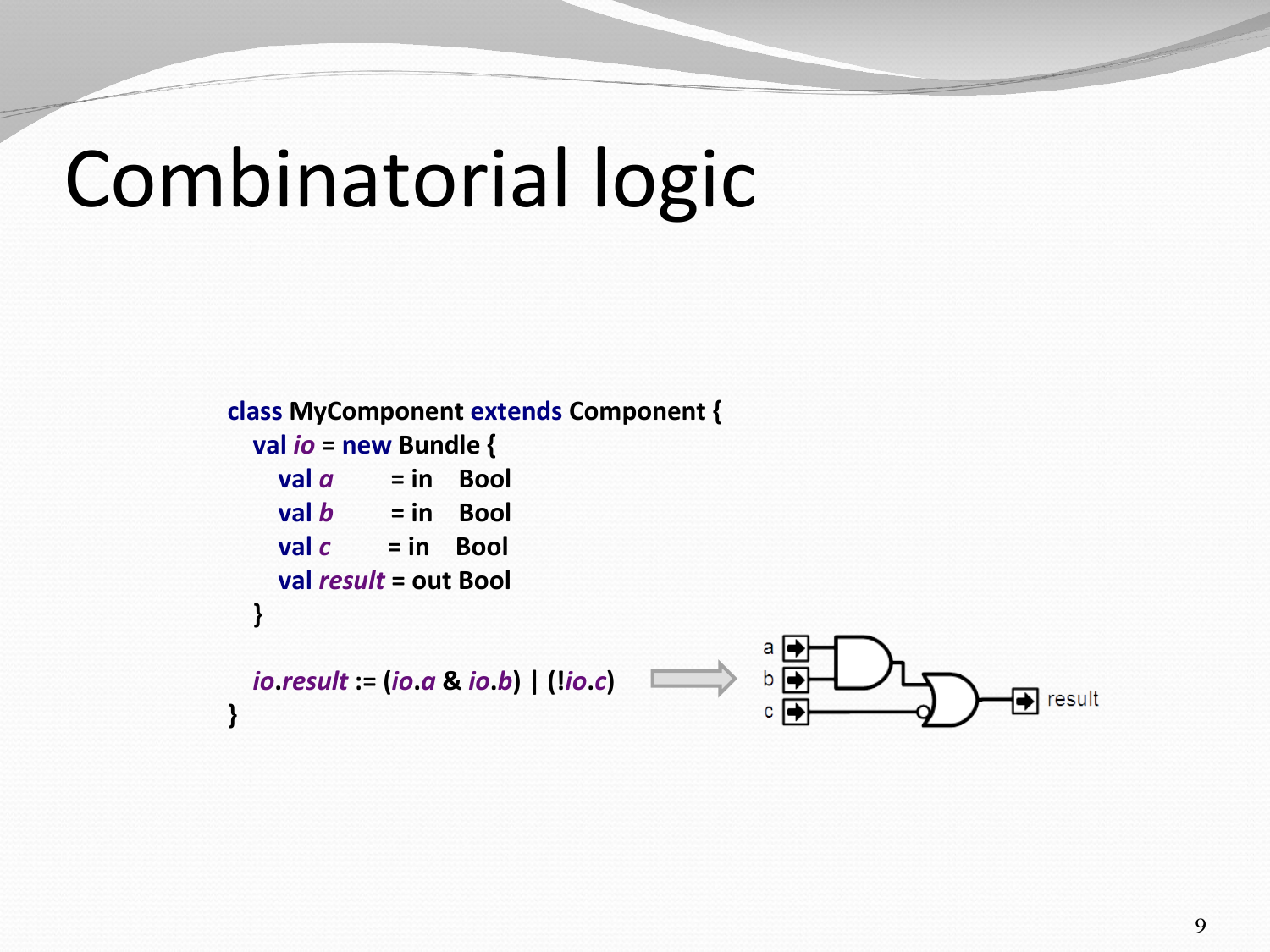# Combinatorial logic

```
class MyComponent extends Component {
  val io = new Bundle {
    val a      = in  Bool
    val b      = in  Bool
    val c      = in  Bool
    val result = out Bool
  }

  io.result := (io.a & io.b) | (!io.c)
}
```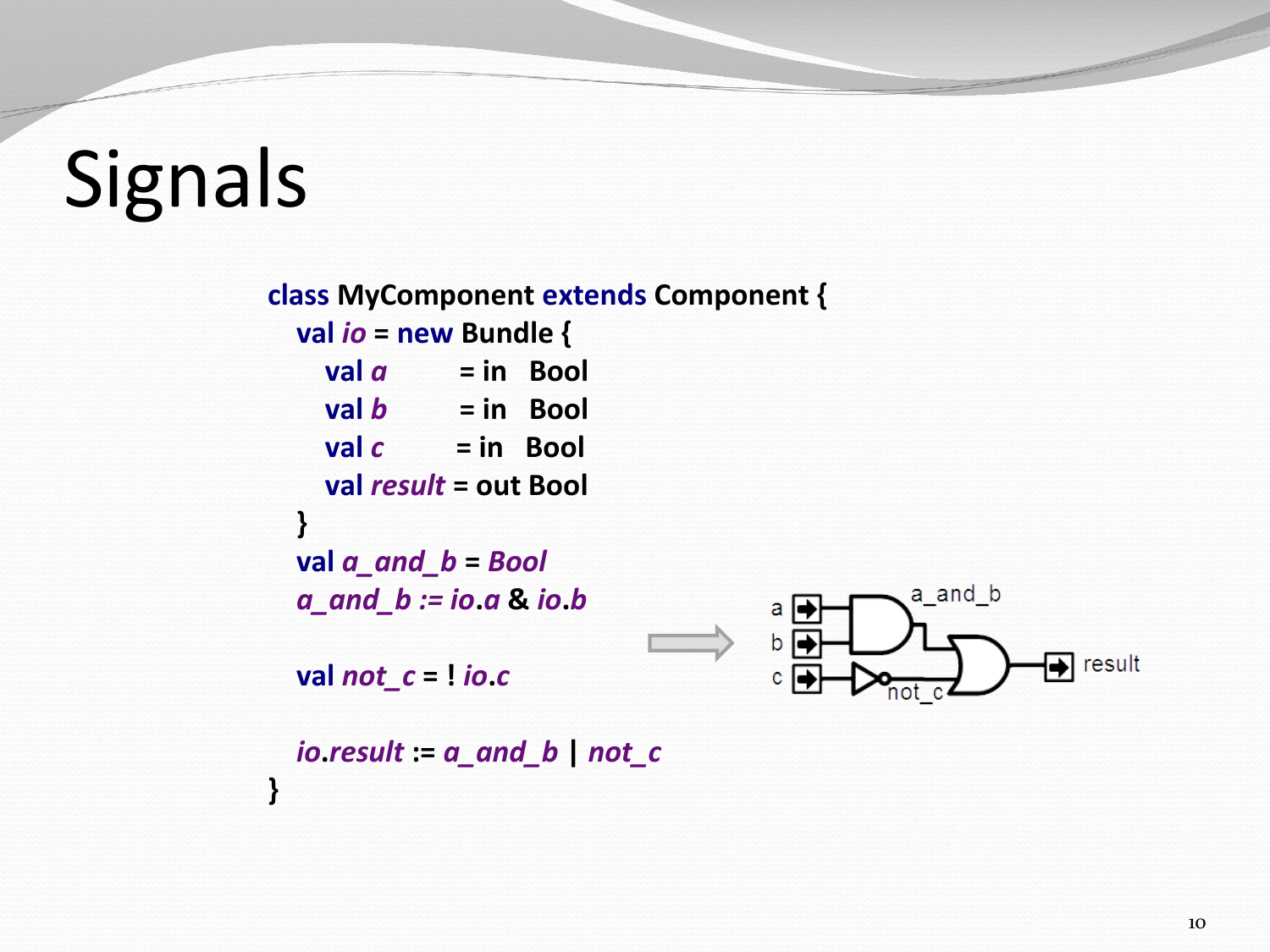# Signals

```
class MyComponent extends Component {
  val io = new Bundle {
    val a      = in   Bool
    val b      = in   Bool
    val c      = in   Bool
    val result = out Bool
  }
  val a_and_b = Bool
  a_and_b := io.a & io.b

  val not_c = ! io.c

  io.result := a_and_b | not_c
}
```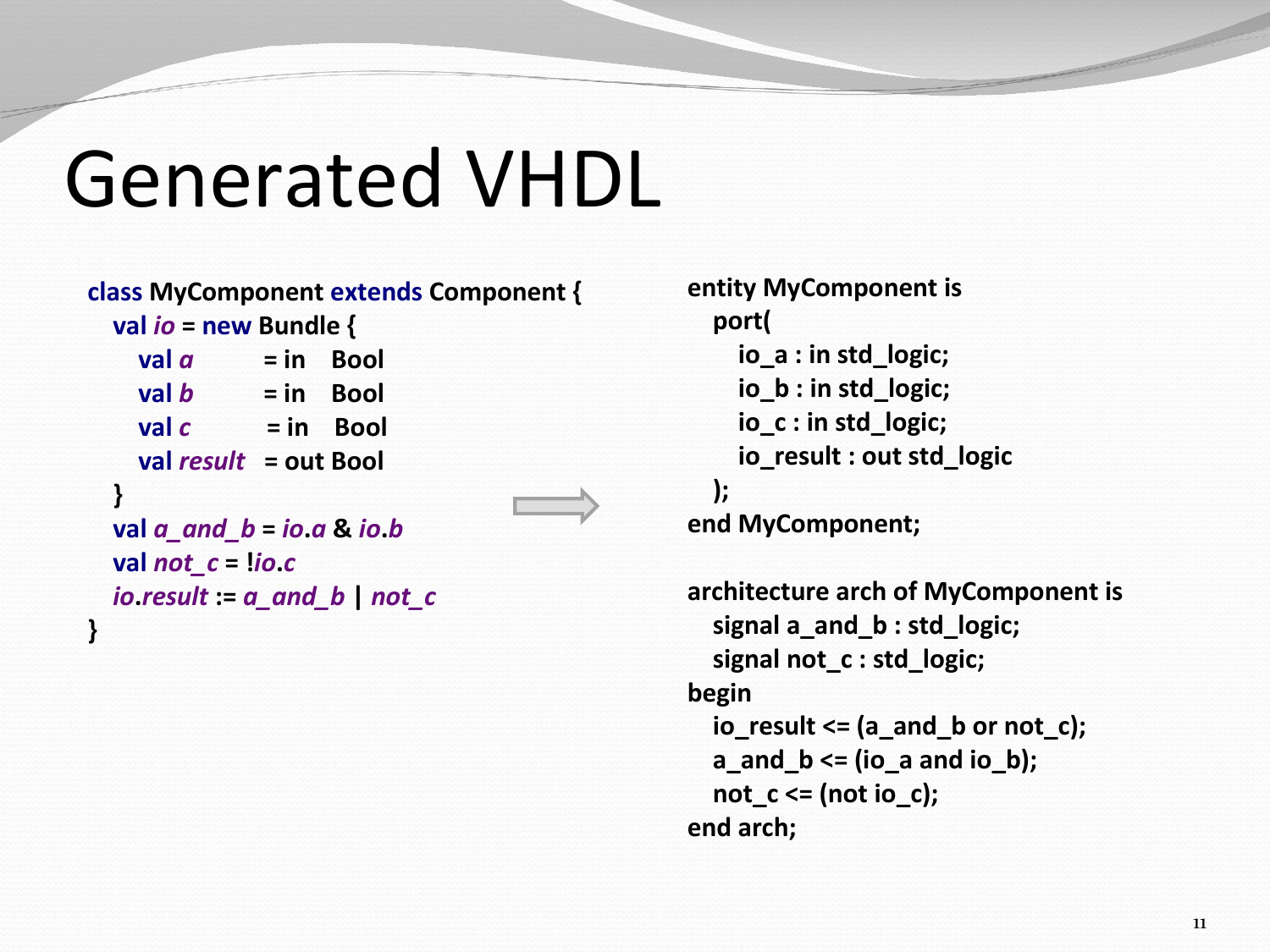# Generated VHDL

```scala
class MyComponent extends Component {
  val io = new Bundle {
    val a        = in  Bool
    val b        = in  Bool
    val c        = in  Bool
    val result   = out Bool
  }
  val a_and_b = io.a & io.b
  val not_c = !io.c
  io.result := a_and_b | not_c
}
```

```vhdl
entity MyComponent is
  port(
    io_a : in std_logic;
    io_b : in std_logic;
    io_c : in std_logic;
    io_result : out std_logic
  );
end MyComponent;

architecture arch of MyComponent is
  signal a_and_b : std_logic;
  signal not_c : std_logic;
begin
  io_result <= (a_and_b or not_c);
  a_and_b <= (io_a and io_b);
  not_c <= (not io_c);
end arch;
```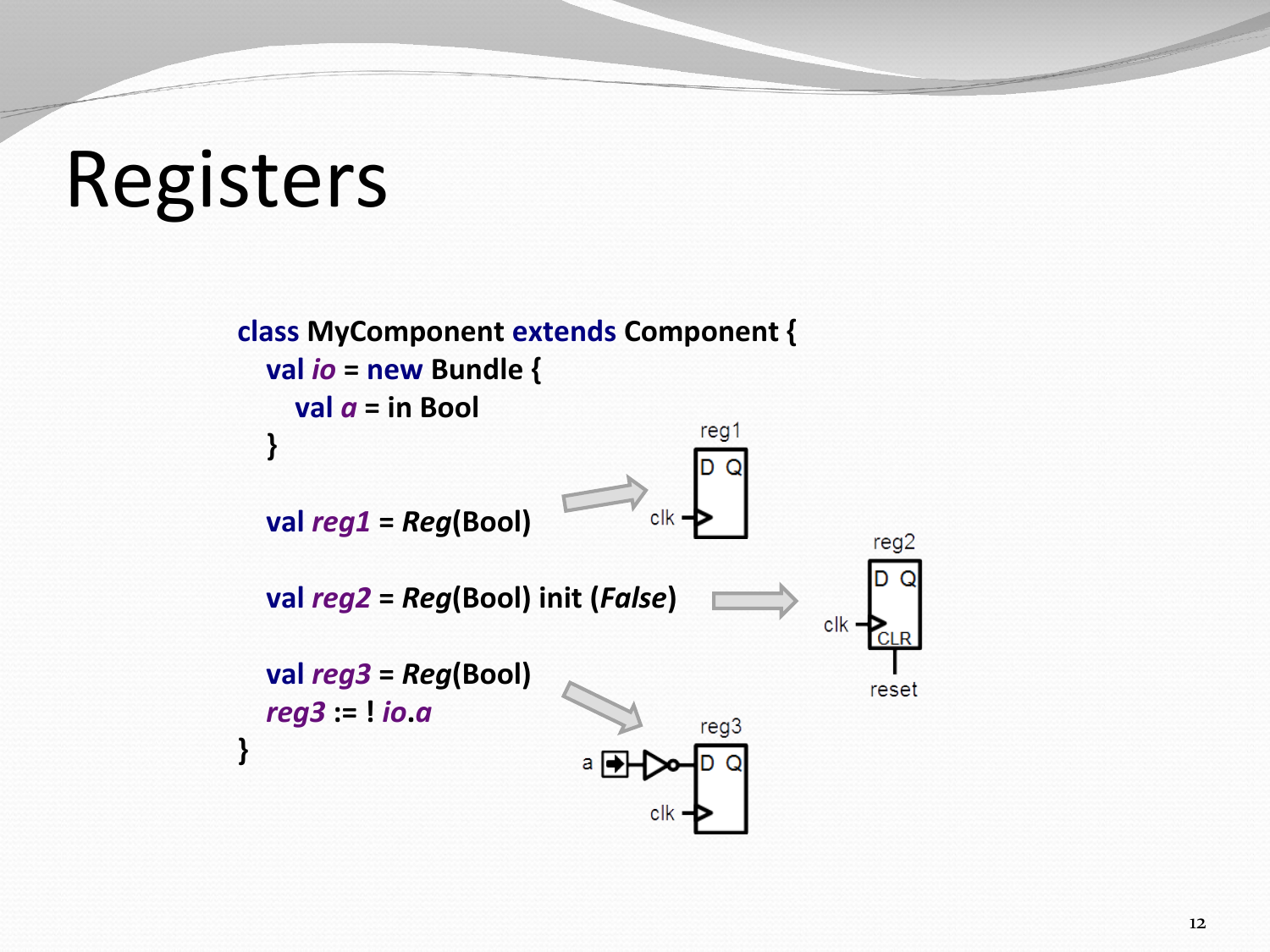# Registers

```
class MyComponent extends Component {
  val io = new Bundle {
    val a = in Bool
  }

  val reg1 = Reg(Bool)

  val reg2 = Reg(Bool) init (False)

  val reg3 = Reg(Bool)
  reg3 := ! io.a
}
```

reg1

D Q

clk

reg2

D Q

clk

CLR

reset

reg3

a

D Q

clk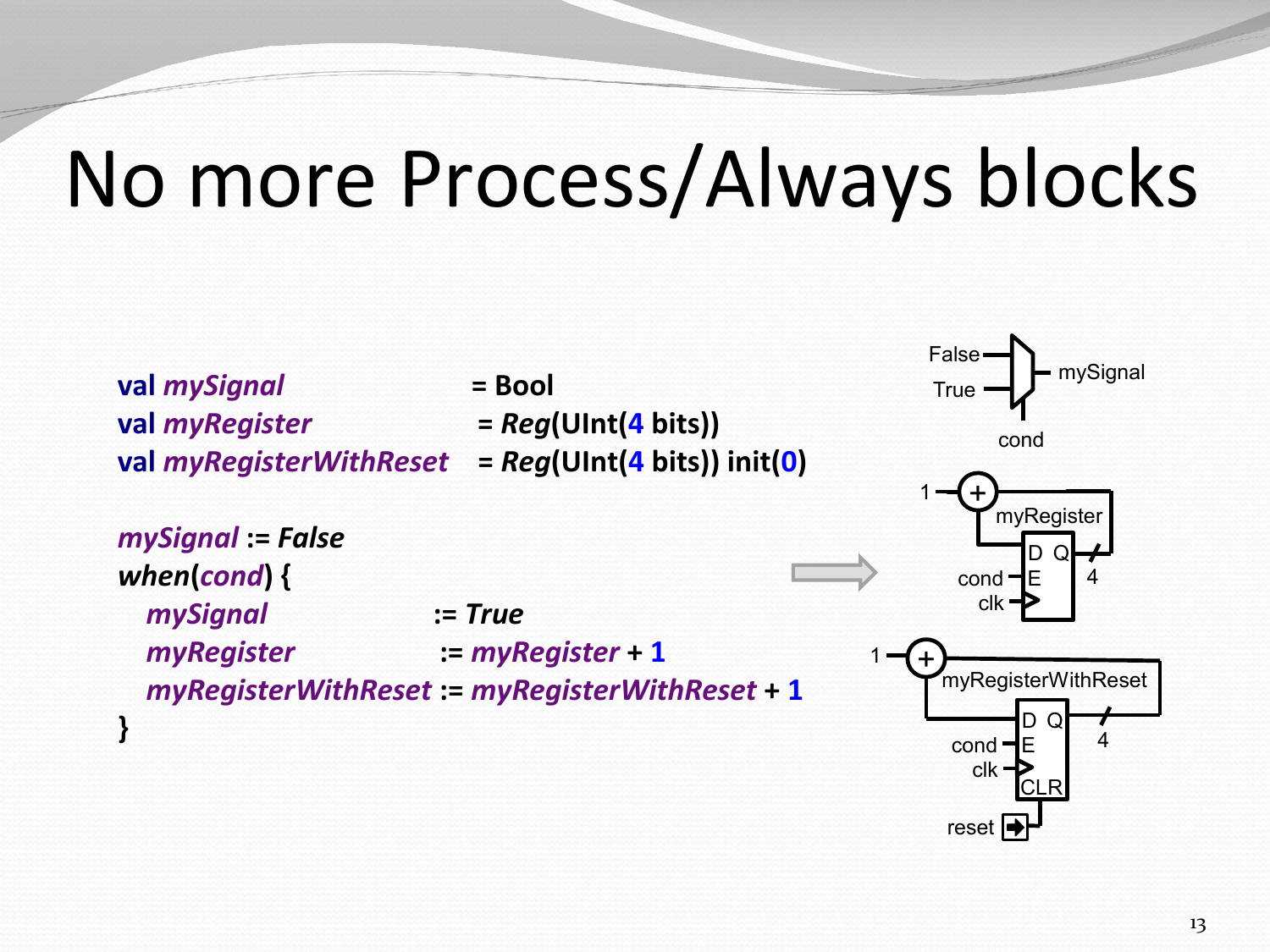# No more Process/Always blocks

```scala
val mySignal                = Bool
val myRegister              = Reg(UInt(4 bits))
val myRegisterWithReset     = Reg(UInt(4 bits)) init(0)

mySignal := False
when(cond) {
  mySignal             := True
  myRegister           := myRegister + 1
  myRegisterWithReset := myRegisterWithReset + 1
}
```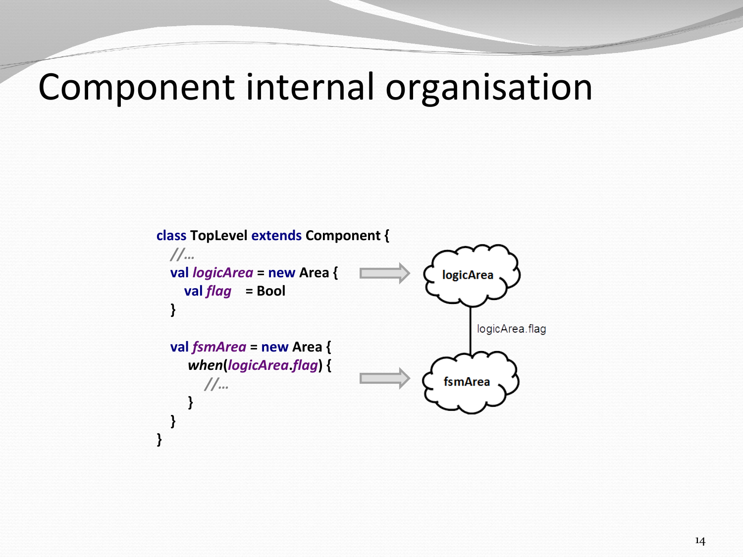# Component internal organisation

```
class TopLevel extends Component {
  //...
  val logicArea = new Area {
    val flag    = Bool
  }

  val fsmArea = new Area {
    when(logicArea.flag) {
      //...
    }
  }
}
```

logicArea

logicArea.flag

fsmArea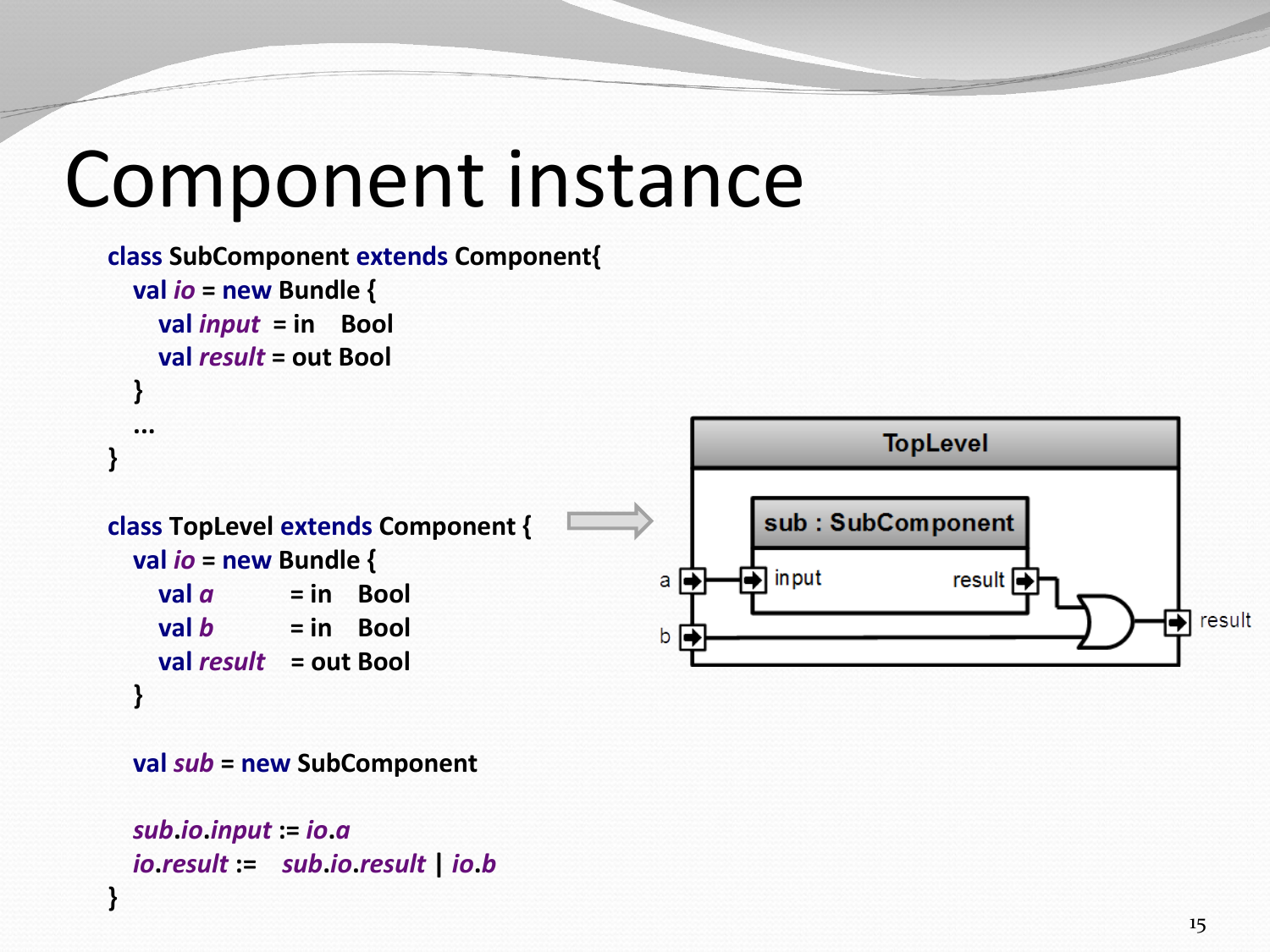# Component instance

```
class SubComponent extends Component{
   val io = new Bundle {
      val input  = in    Bool
      val result = out Bool
   }
   ...
}

class TopLevel extends Component {
   val io = new Bundle {
      val a          = in    Bool
      val b          = in    Bool
      val result     = out Bool
   }

   val sub = new SubComponent

   sub.io.input := io.a
   io.result :=    sub.io.result | io.b
}
```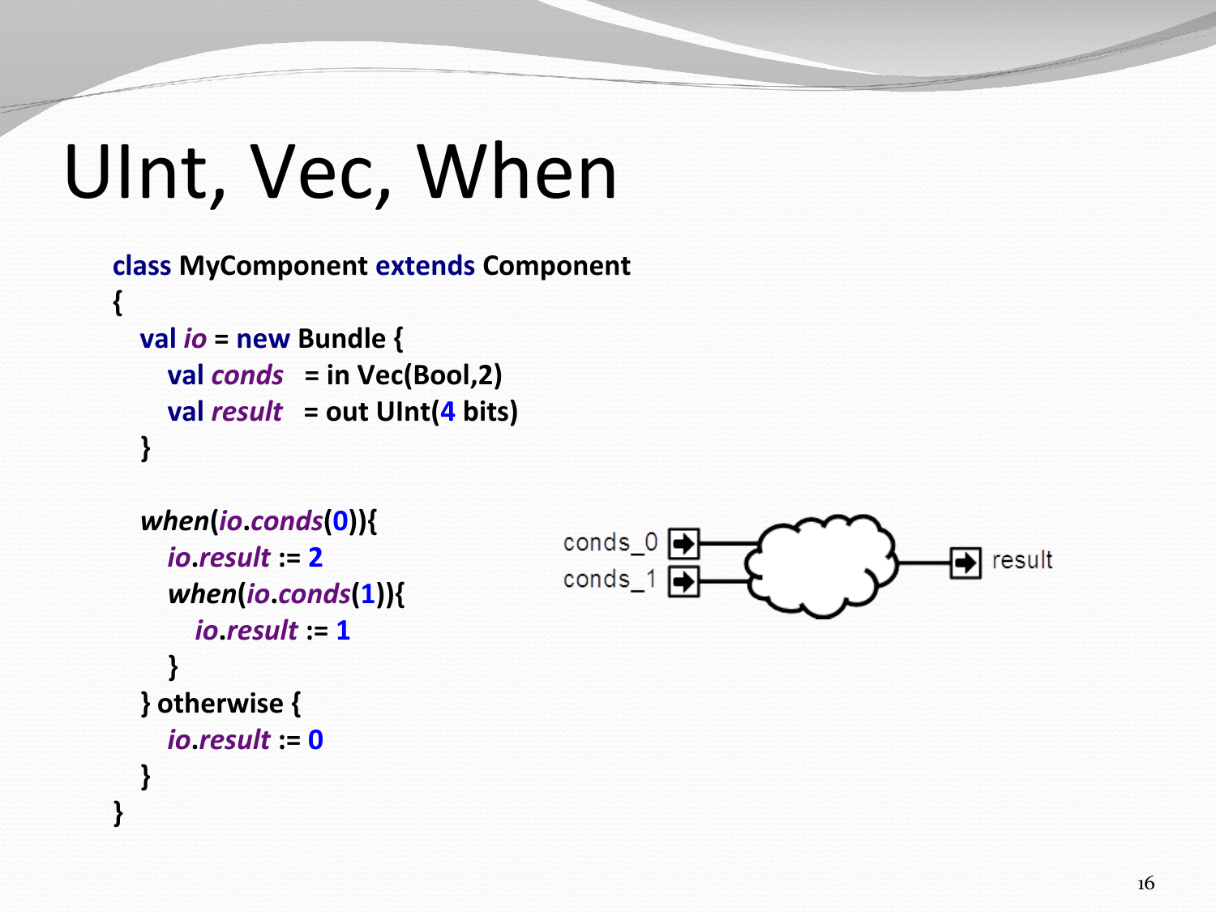# UInt, Vec, When

```
class MyComponent extends Component
{
  val io = new Bundle {
    val conds  = in Vec(Bool,2)
    val result  = out UInt(4 bits)
  }

  when(io.conds(0)){
    io.result := 2
    when(io.conds(1)){
      io.result := 1
    }
  } otherwise {
    io.result := 0
  }
}
```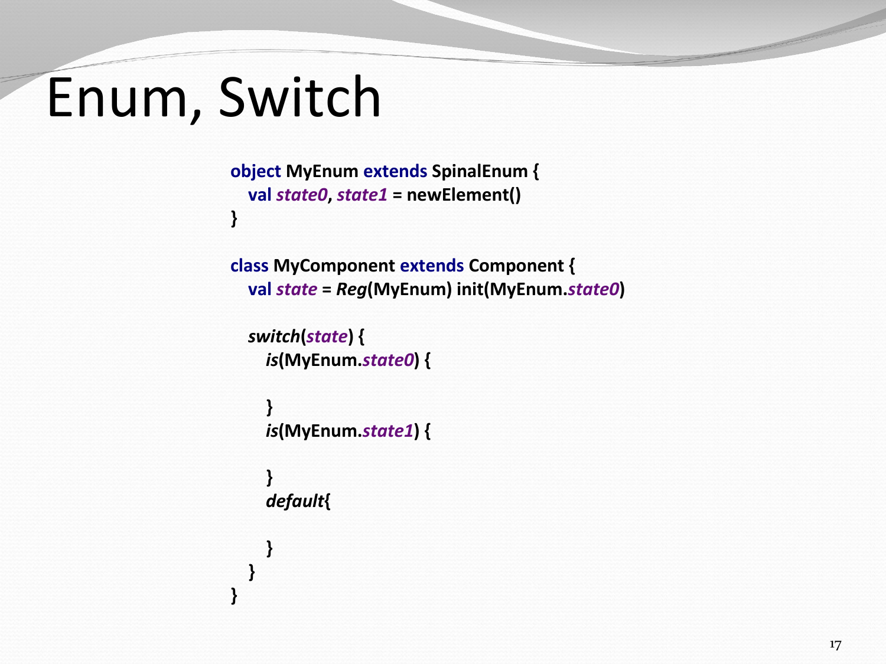# Enum, Switch

```scala
object MyEnum extends SpinalEnum {
  val state0, state1 = newElement()
}

class MyComponent extends Component {
  val state = Reg(MyEnum) init(MyEnum.state0)

  switch(state) {
    is(MyEnum.state0) {

    }
    is(MyEnum.state1) {

    }
    default{

    }
  }
}
```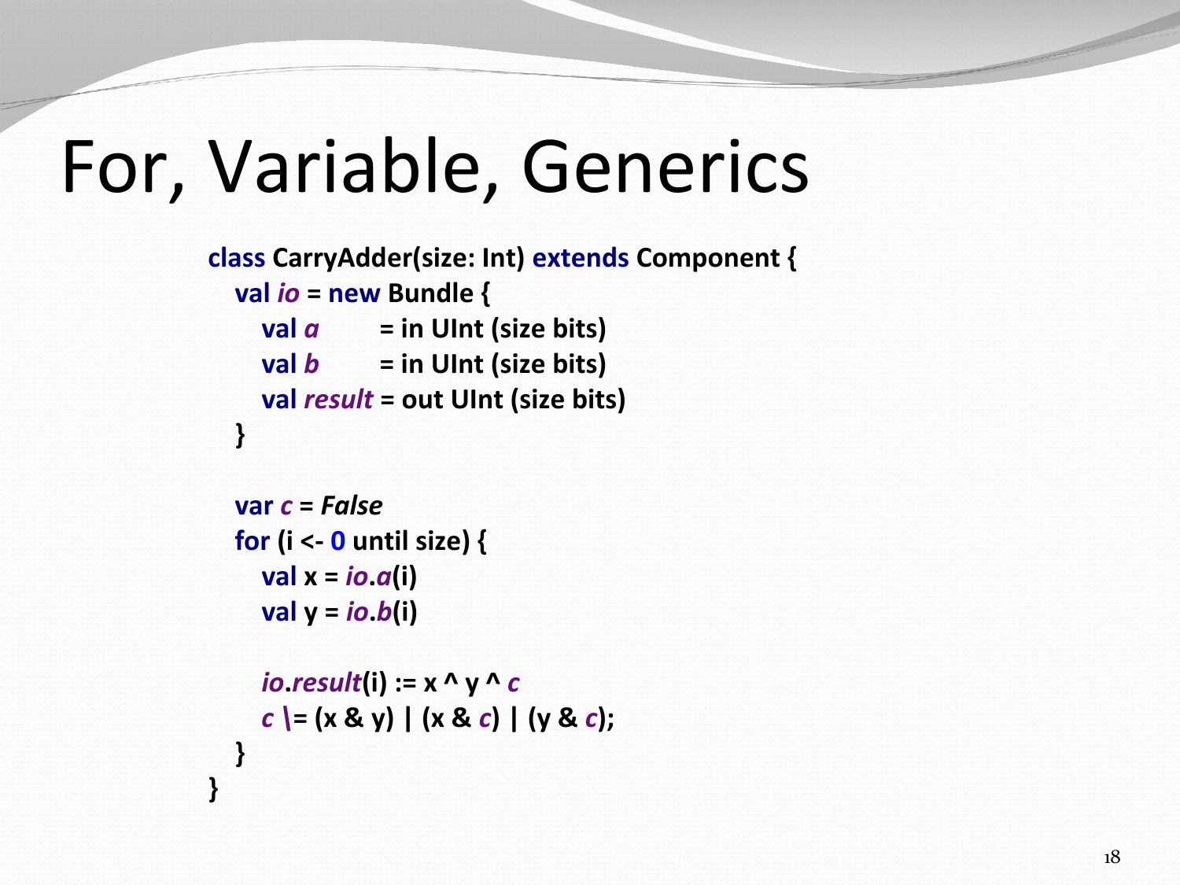# For, Variable, Generics

```
class CarryAdder(size: Int) extends Component {
  val io = new Bundle {
    val a      = in UInt (size bits)
    val b      = in UInt (size bits)
    val result = out UInt (size bits)
  }

  var c = False
  for (i <- 0 until size) {
    val x = io.a(i)
    val y = io.b(i)

    io.result(i) := x ^ y ^ c
    c \= (x & y) | (x & c) | (y & c);
  }
}
```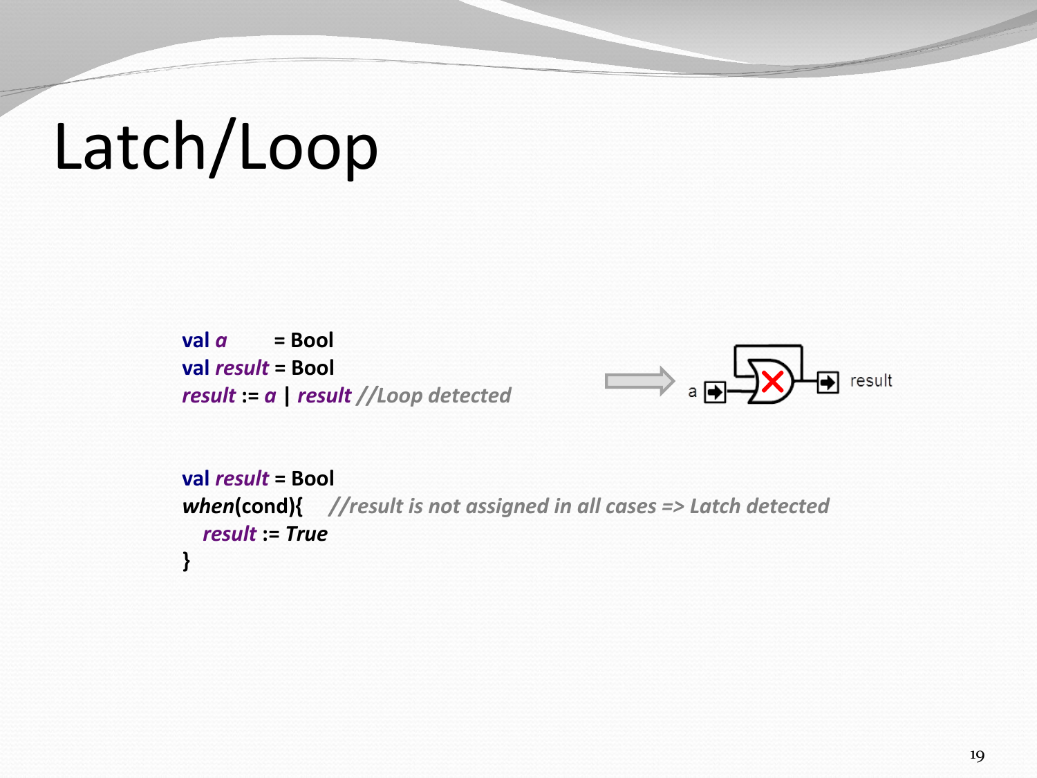# Latch/Loop

```
val a      = Bool
val result = Bool
result := a | result //Loop detected
```

```
val result = Bool
when(cond){    //result is not assigned in all cases => Latch detected
  result := True
}
```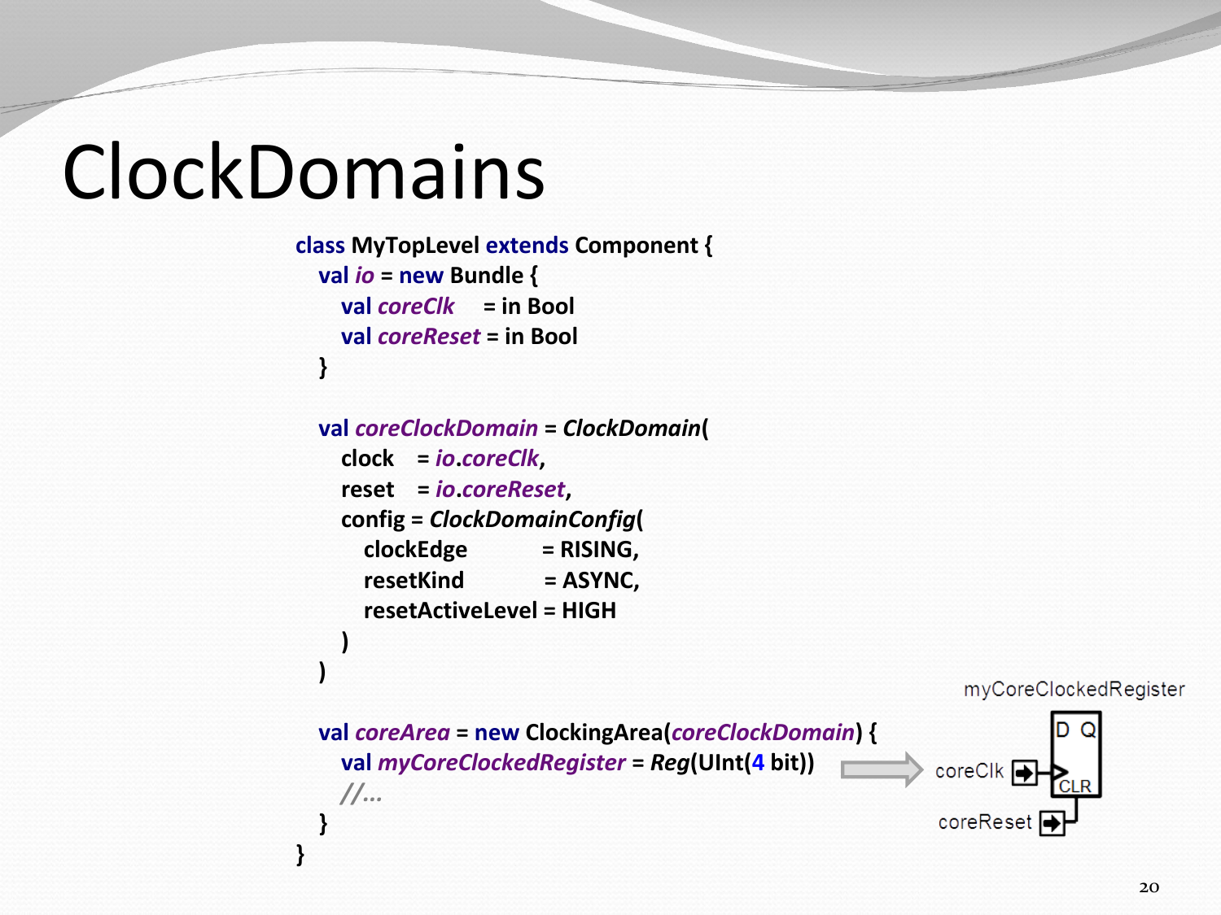# ClockDomains

```scala
class MyTopLevel extends Component {
  val io = new Bundle {
    val coreClk     = in Bool
    val coreReset = in Bool
  }

  val coreClockDomain = ClockDomain(
    clock    = io.coreClk,
    reset    = io.coreReset,
    config = ClockDomainConfig(
      clockEdge           = RISING,
      resetKind            = ASYNC,
      resetActiveLevel = HIGH
    )
  )

  val coreArea = new ClockingArea(coreClockDomain) {
    val myCoreClockedRegister = Reg(UInt(4 bit))
    //...
  }
}
```

myCoreClockedRegister

D Q

coreClk

CLR

coreReset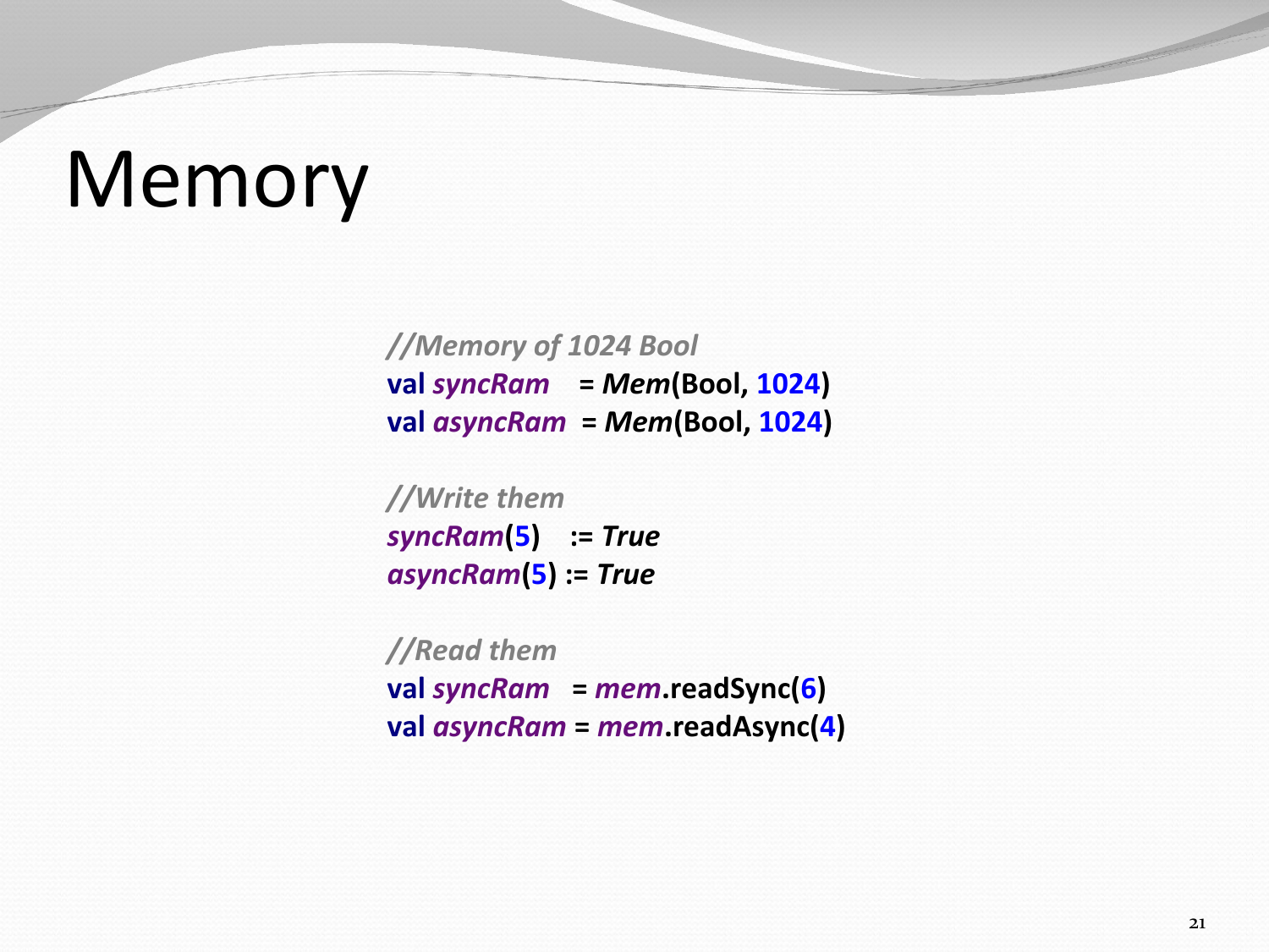# Memory

```
//Memory of 1024 Bool
val syncRam    = Mem(Bool, 1024)
val asyncRam  = Mem(Bool, 1024)

//Write them
syncRam(5)    := True
asyncRam(5) := True

//Read them
val syncRam   = mem.readSync(6)
val asyncRam = mem.readAsync(4)
```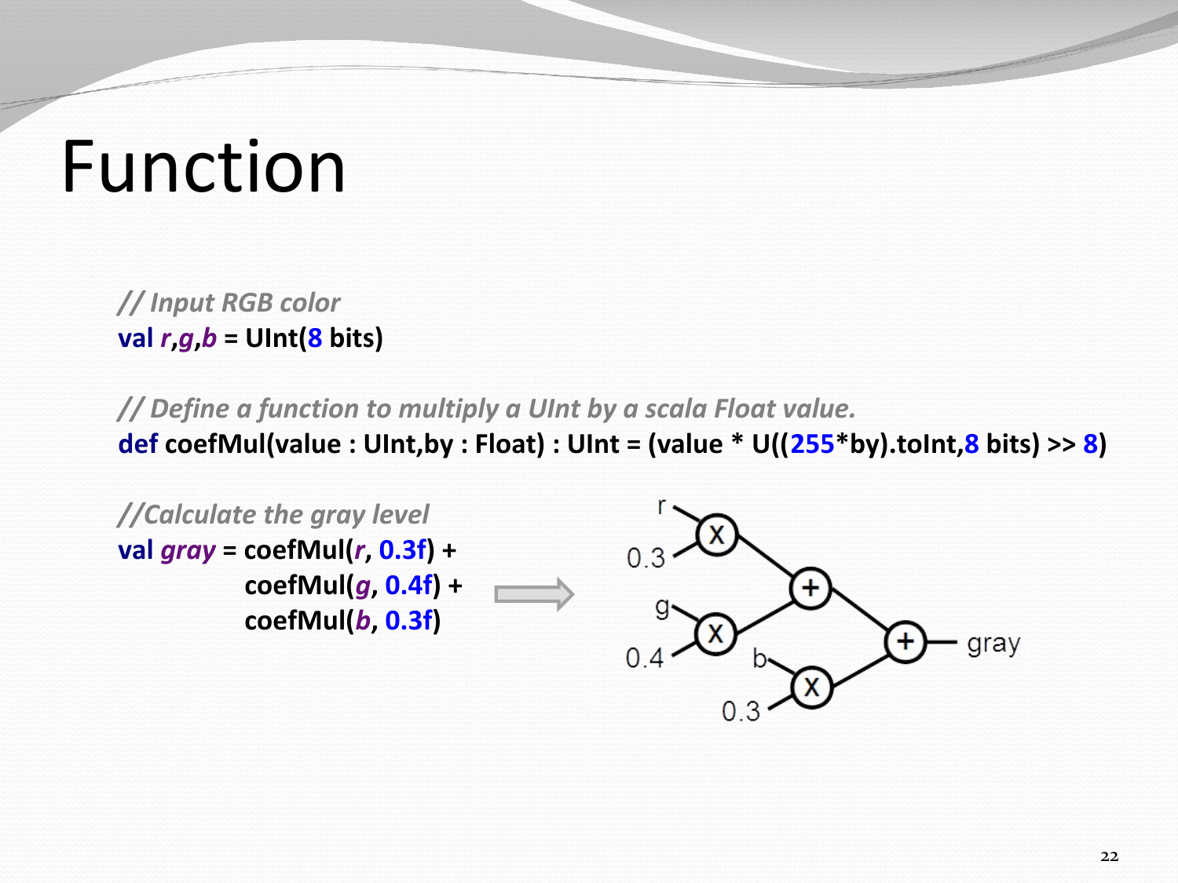# Function

```
// Input RGB color
val r,g,b = UInt(8 bits)

// Define a function to multiply a UInt by a scala Float value.
def coefMul(value : UInt,by : Float) : UInt = (value * U((255*by).toInt,8 bits) >> 8)

//Calculate the gray level
val gray = coefMul(r, 0.3f) +
           coefMul(g, 0.4f) +
           coefMul(b, 0.3f)
```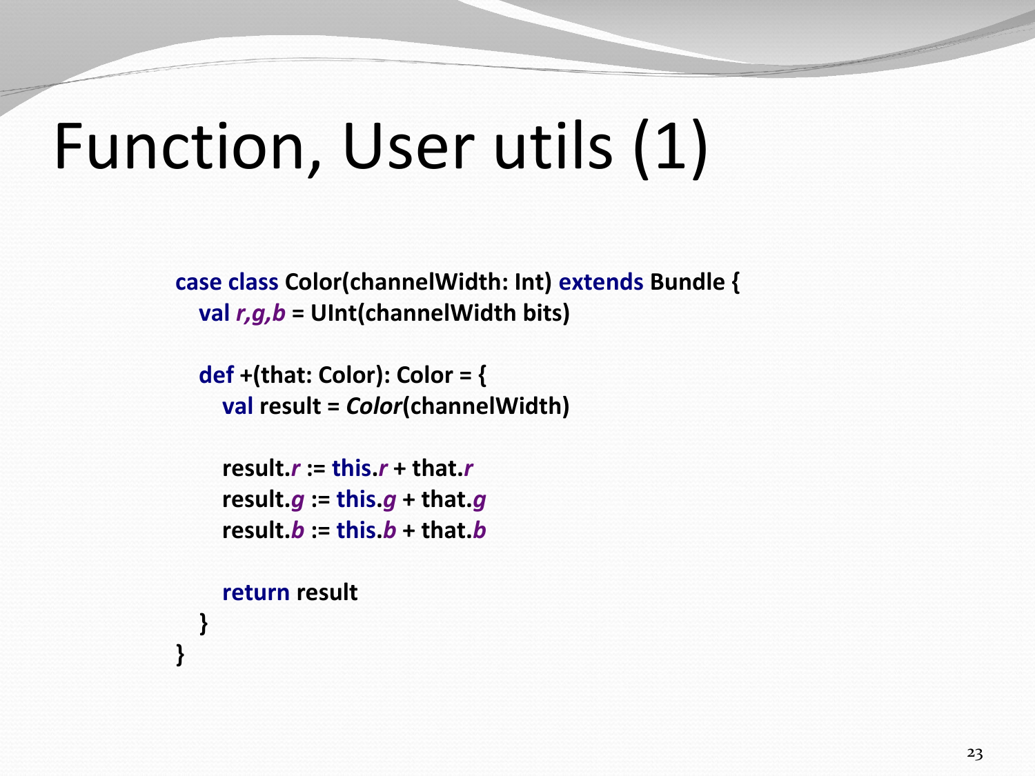# Function, User utils (1)

```
case class Color(channelWidth: Int) extends Bundle {
  val r,g,b = UInt(channelWidth bits)

  def +(that: Color): Color = {
    val result = Color(channelWidth)

    result.r := this.r + that.r
    result.g := this.g + that.g
    result.b := this.b + that.b

    return result
  }
}
```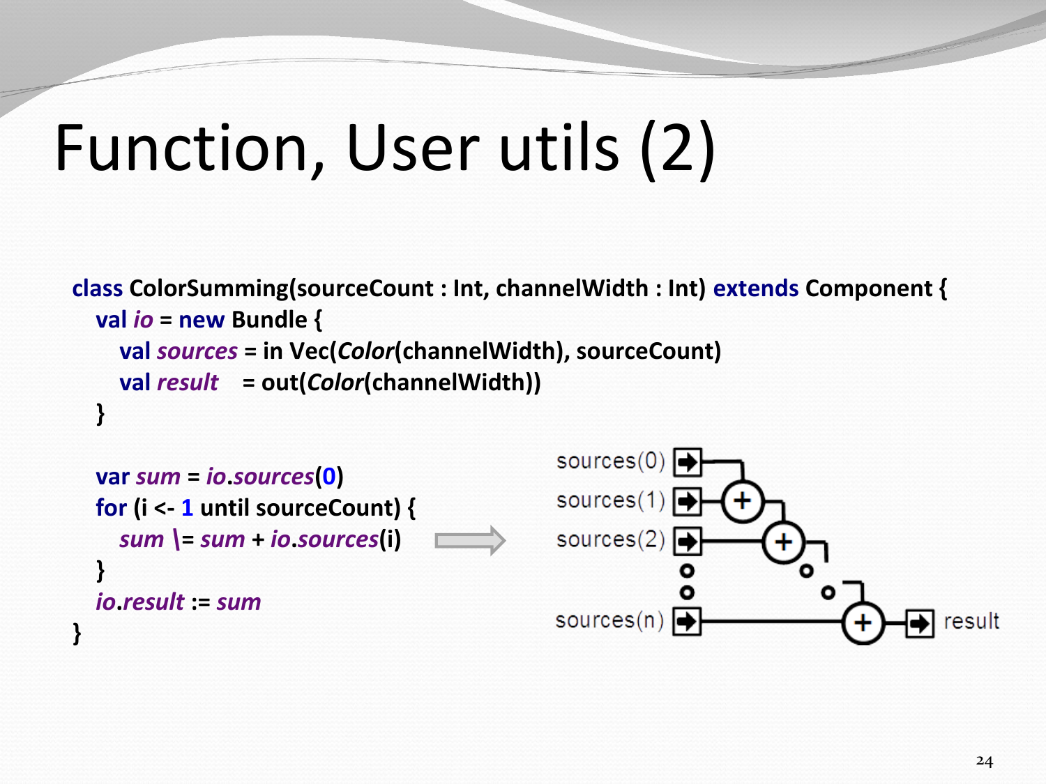# Function, User utils (2)

```
class ColorSumming(sourceCount : Int, channelWidth : Int) extends Component {
  val io = new Bundle {
    val sources = in Vec(Color(channelWidth), sourceCount)
    val result  = out(Color(channelWidth))
  }

  var sum = io.sources(0)
  for (i <- 1 until sourceCount) {
    sum \= sum + io.sources(i)
  }
  io.result := sum
}
```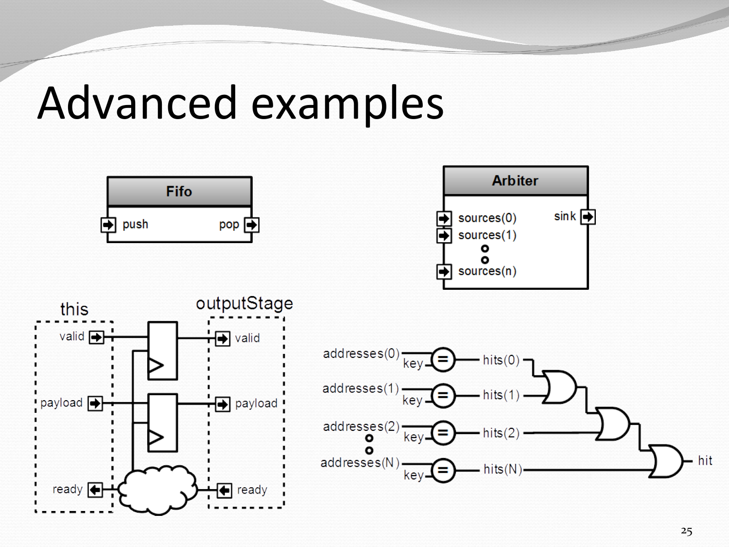# Advanced examples

Fifo

push

pop

Arbiter

sources(0)

sources(1)

sources(n)

sink

this

valid

payload

ready

outputStage

valid

payload

ready

addresses(0)

key

hits(0)

addresses(1)

key

hits(1)

addresses(2)

key

hits(2)

addresses(N)

key

hits(N)

hit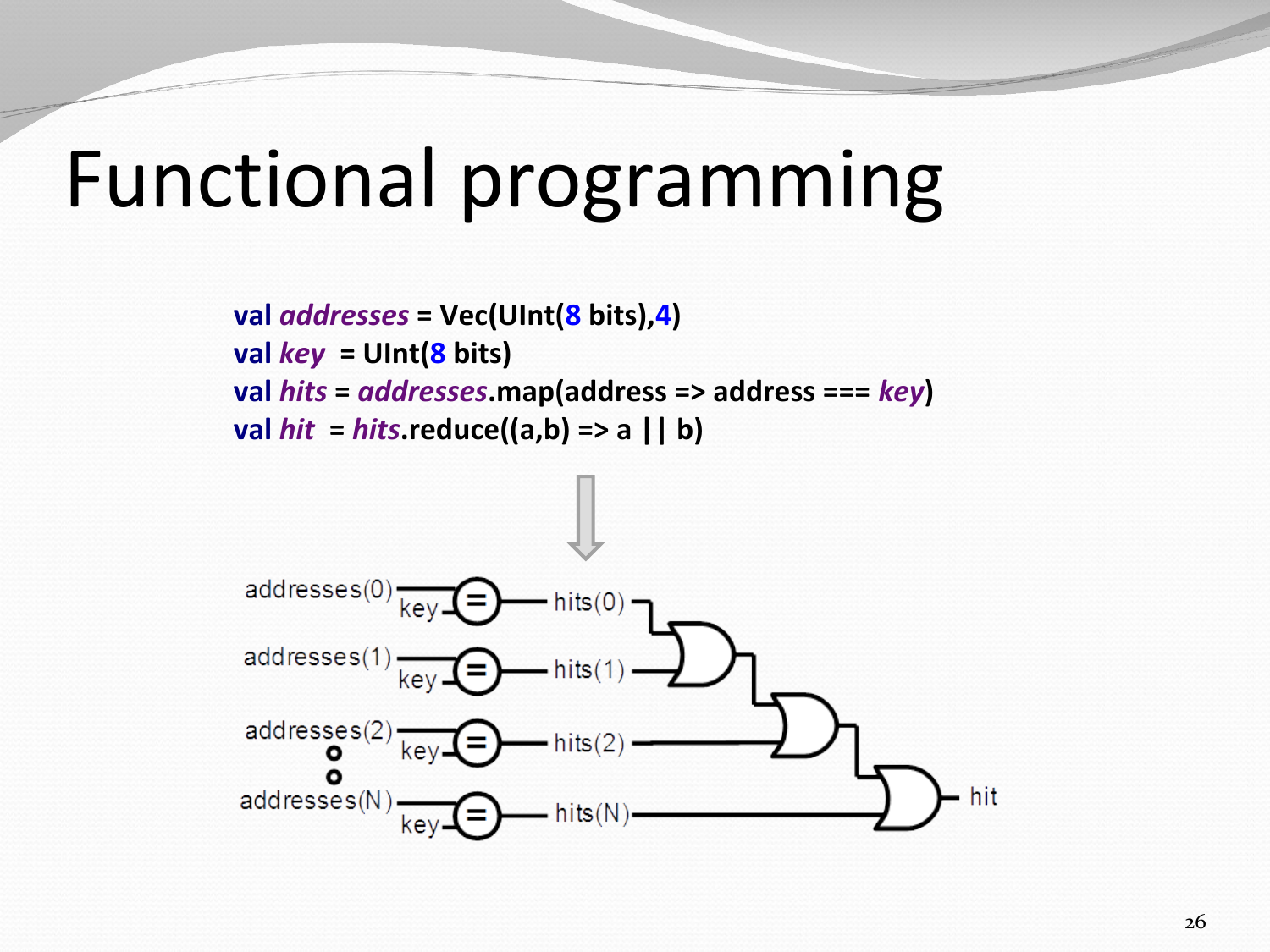# Functional programming

```
val addresses = Vec(UInt(8 bits),4)
val key  = UInt(8 bits)
val hits = addresses.map(address => address === key)
val hit  = hits.reduce((a,b) => a || b)
```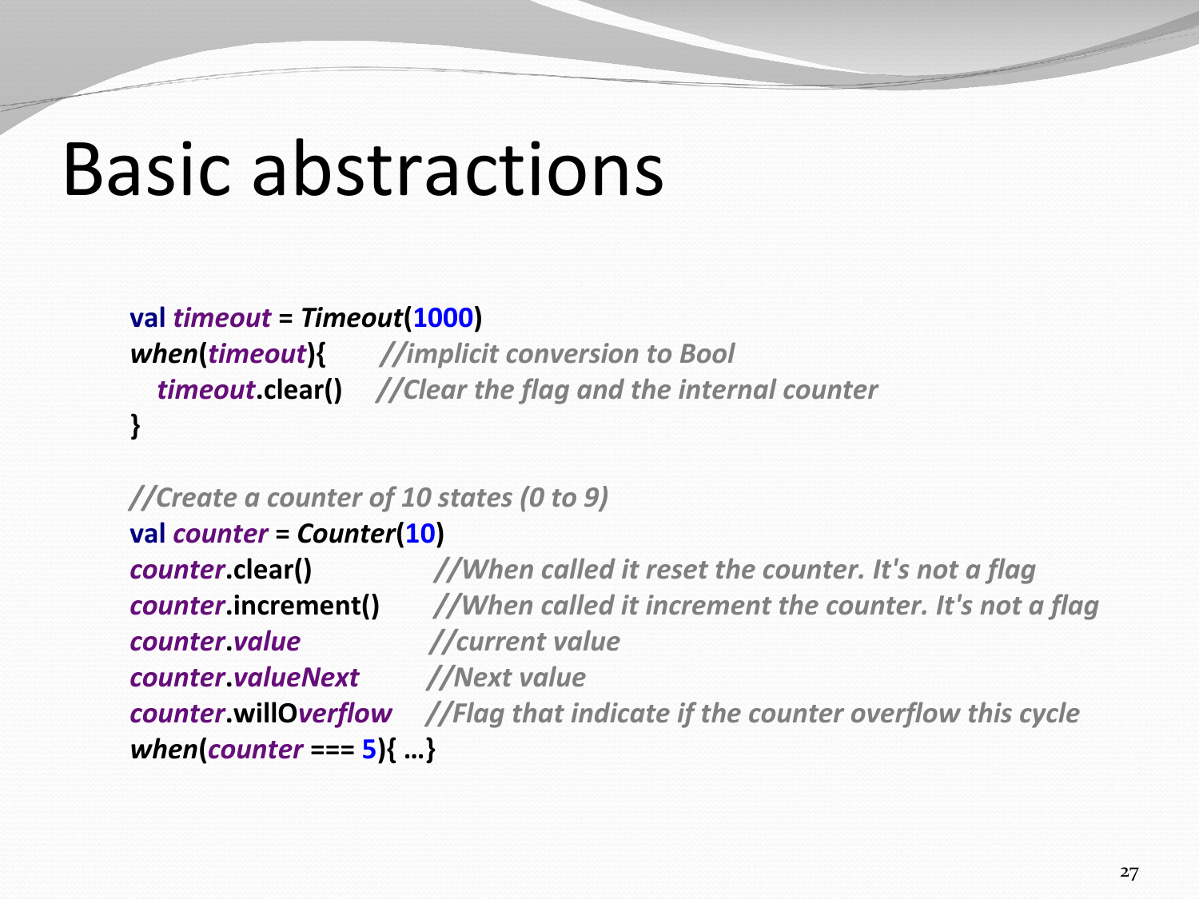# Basic abstractions

```
val timeout = Timeout(1000)
when(timeout){       //implicit conversion to Bool
   timeout.clear()    //Clear the flag and the internal counter
}

//Create a counter of 10 states (0 to 9)
val counter = Counter(10)
counter.clear()           //When called it reset the counter. It's not a flag
counter.increment()       //When called it increment the counter. It's not a flag
counter.value             //current value
counter.valueNext         //Next value
counter.willOverflow      //Flag that indicate if the counter overflow this cycle
when(counter === 5){ …}
```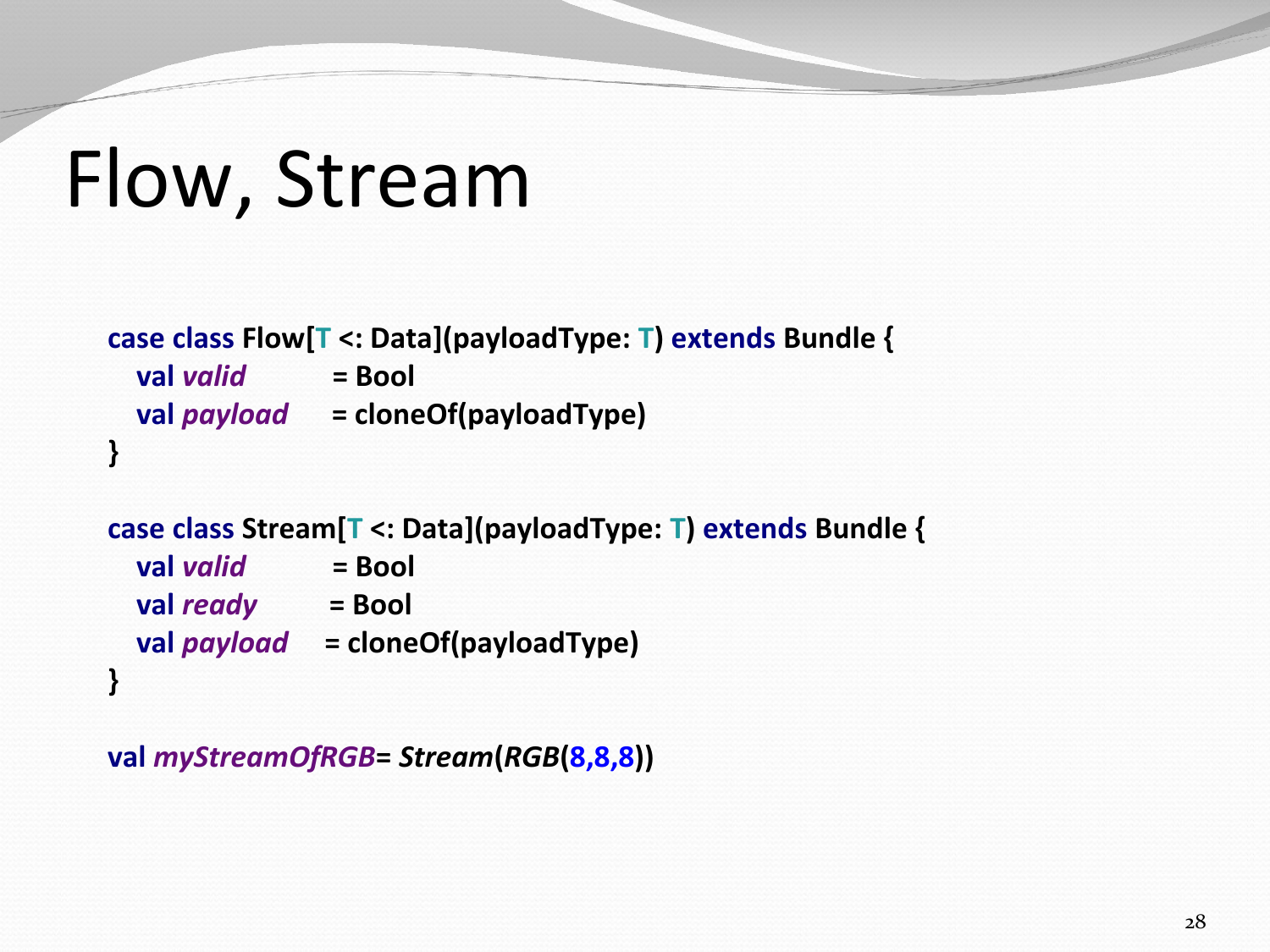# Flow, Stream

```
case class Flow[T <: Data](payloadType: T) extends Bundle {
  val valid        = Bool
  val payload      = cloneOf(payloadType)
}

case class Stream[T <: Data](payloadType: T) extends Bundle {
  val valid        = Bool
  val ready        = Bool
  val payload      = cloneOf(payloadType)
}

val myStreamOfRGB= Stream(RGB(8,8,8))
```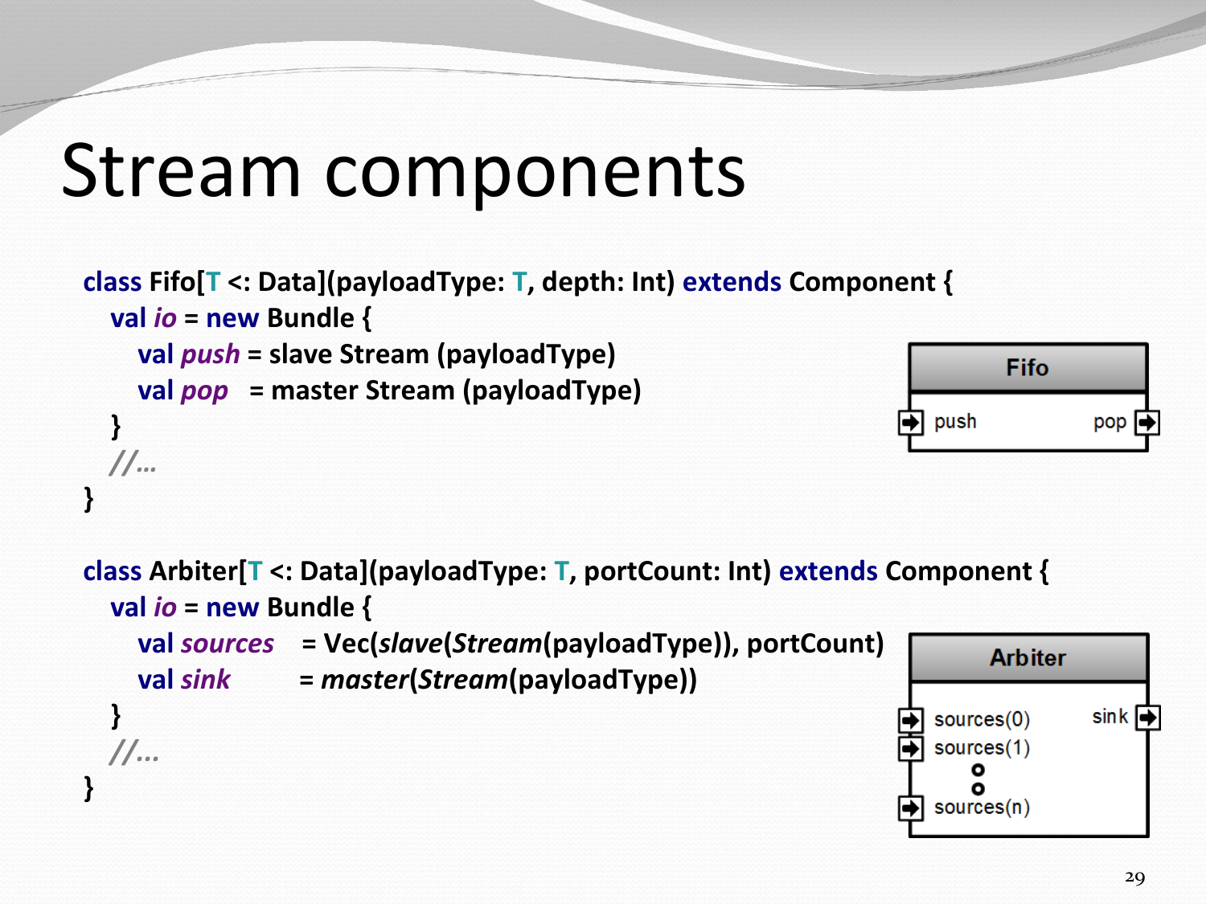# Stream components

```scala
class Fifo[T <: Data](payloadType: T, depth: Int) extends Component {
  val io = new Bundle {
    val push = slave Stream (payloadType)
    val pop  = master Stream (payloadType)
  }
  //...
}
```

Fifo: push → pop

```scala
class Arbiter[T <: Data](payloadType: T, portCount: Int) extends Component {
  val io = new Bundle {
    val sources  = Vec(slave(Stream(payloadType)), portCount)
    val sink     = master(Stream(payloadType))
  }
  //...
}
```

Arbiter: sources(0), sources(1), …, sources(n) → sink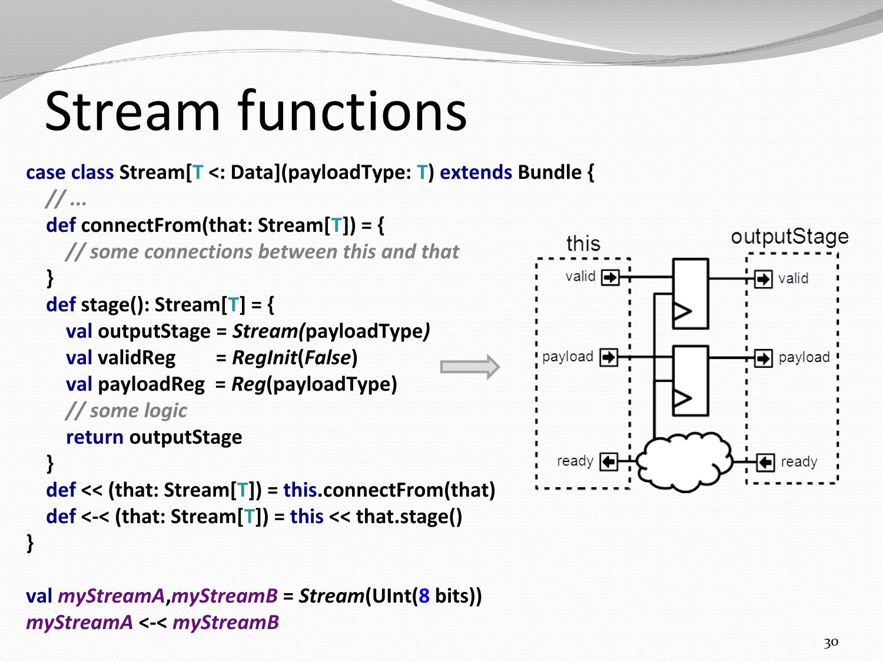# Stream functions

```scala
case class Stream[T <: Data](payloadType: T) extends Bundle {
  // ...
  def connectFrom(that: Stream[T]) = {
    // some connections between this and that
  }
  def stage(): Stream[T] = {
    val outputStage = Stream(payloadType)
    val validReg     = RegInit(False)
    val payloadReg  = Reg(payloadType)
    // some logic
    return outputStage
  }
  def << (that: Stream[T]) = this.connectFrom(that)
  def <-< (that: Stream[T]) = this << that.stage()
}

val myStreamA,myStreamB = Stream(UInt(8 bits))
myStreamA <-< myStreamB
```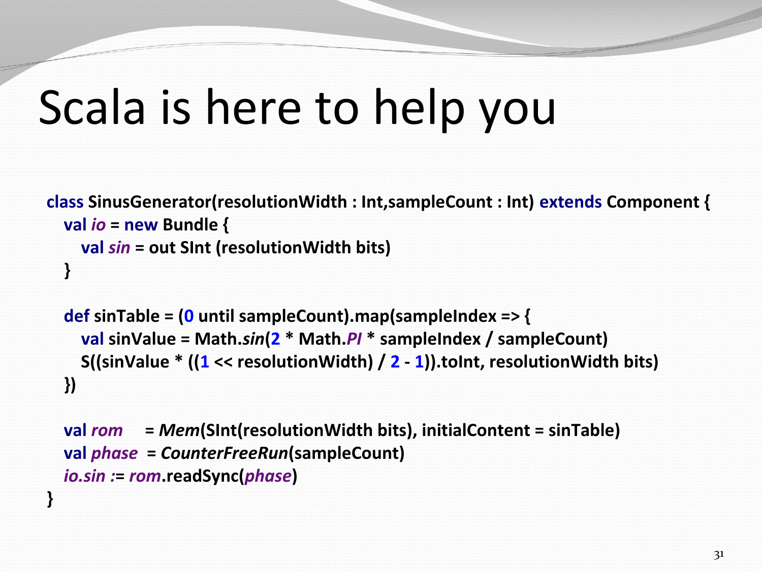# Scala is here to help you

```
class SinusGenerator(resolutionWidth : Int,sampleCount : Int) extends Component {
  val io = new Bundle {
    val sin = out SInt (resolutionWidth bits)
  }

  def sinTable = (0 until sampleCount).map(sampleIndex => {
    val sinValue = Math.sin(2 * Math.PI * sampleIndex / sampleCount)
    S((sinValue * ((1 << resolutionWidth) / 2 - 1)).toInt, resolutionWidth bits)
  })

  val rom    = Mem(SInt(resolutionWidth bits), initialContent = sinTable)
  val phase  = CounterFreeRun(sampleCount)
  io.sin := rom.readSync(phase)
}
```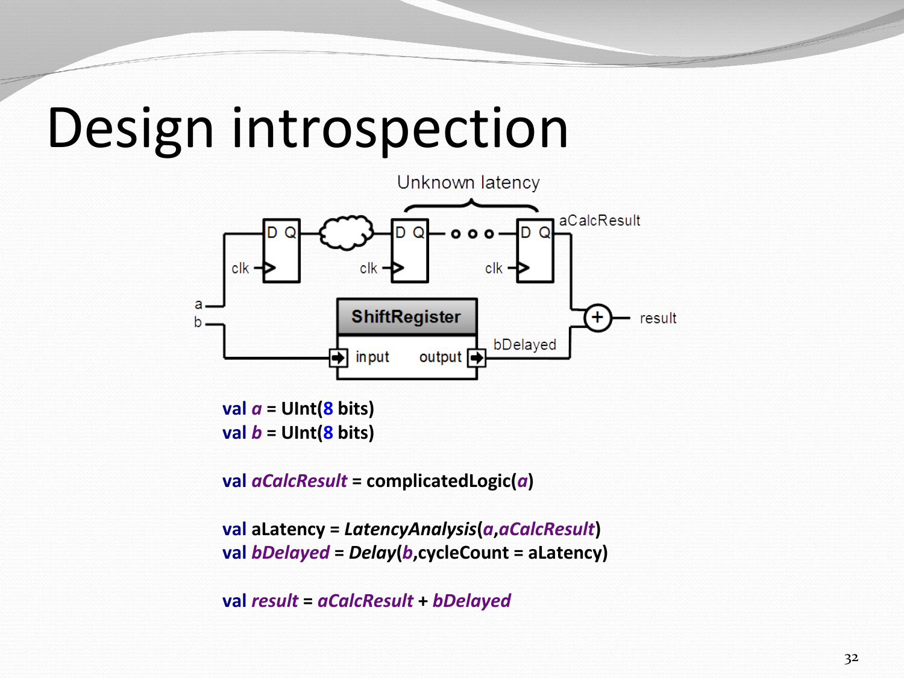# Design introspection

```
val a = UInt(8 bits)
val b = UInt(8 bits)

val aCalcResult = complicatedLogic(a)

val aLatency = LatencyAnalysis(a,aCalcResult)
val bDelayed = Delay(b,cycleCount = aLatency)

val result = aCalcResult + bDelayed
```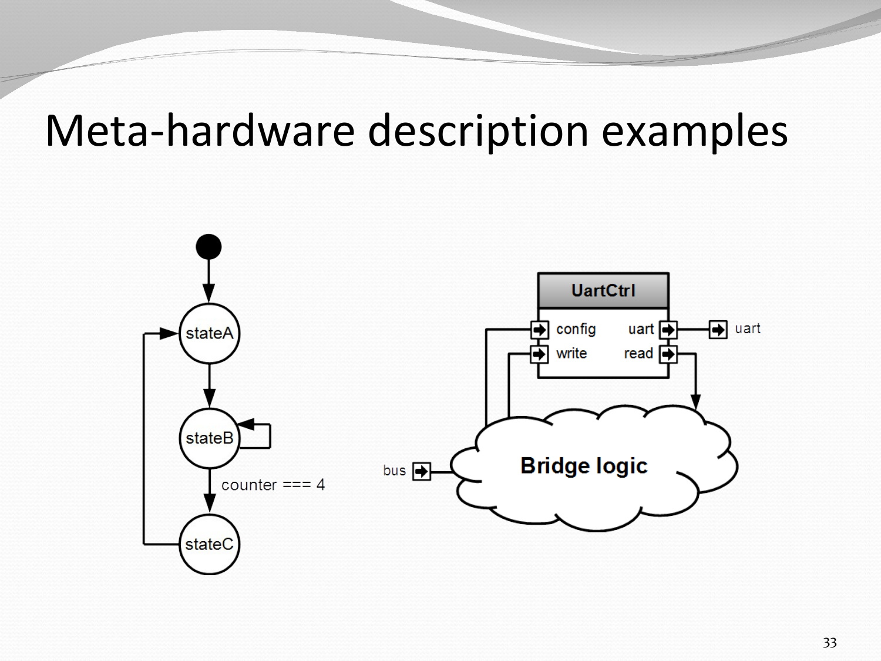# Meta-hardware description examples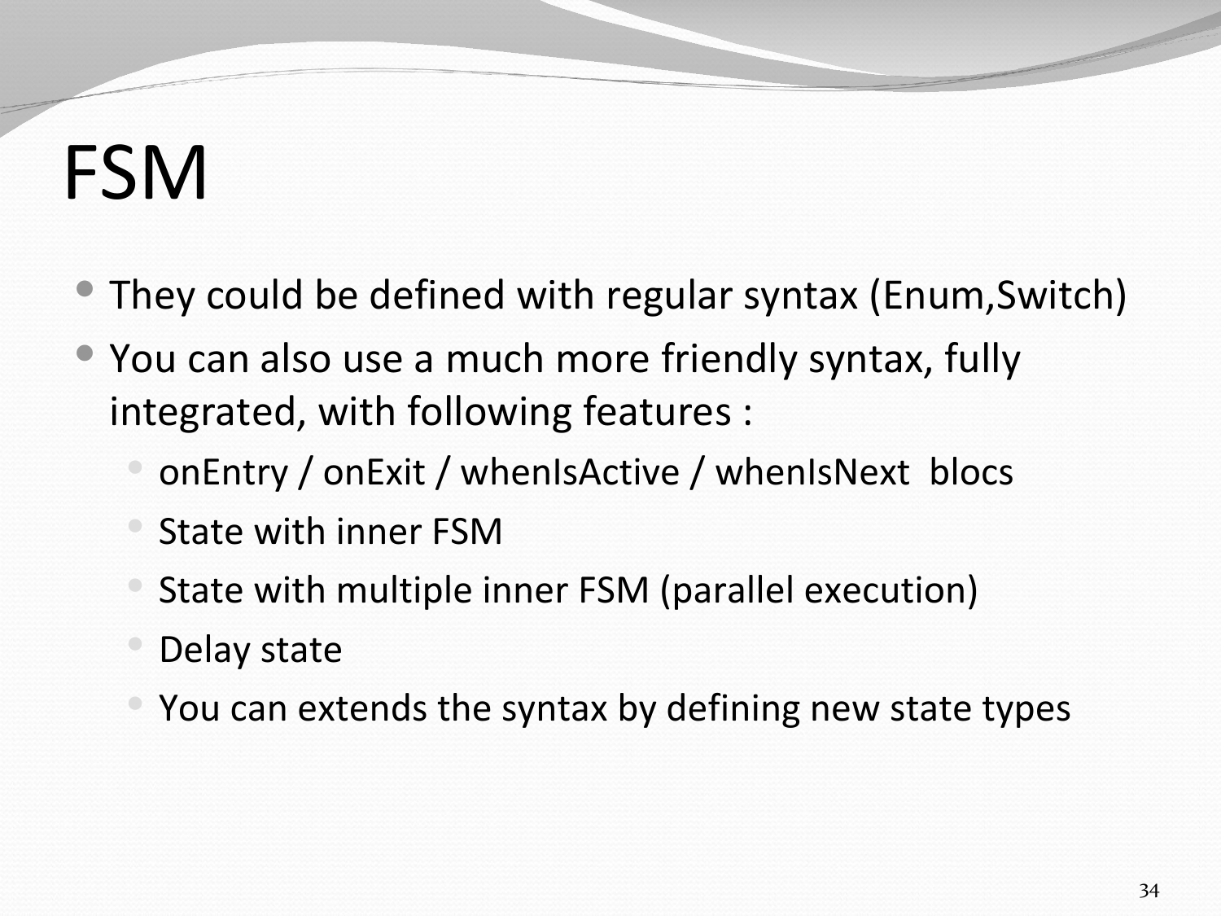# FSM

- They could be defined with regular syntax (Enum,Switch)
- You can also use a much more friendly syntax, fully integrated, with following features :
  - onEntry / onExit / whenIsActive / whenIsNext blocs
  - State with inner FSM
  - State with multiple inner FSM (parallel execution)
  - Delay state
  - You can extends the syntax by defining new state types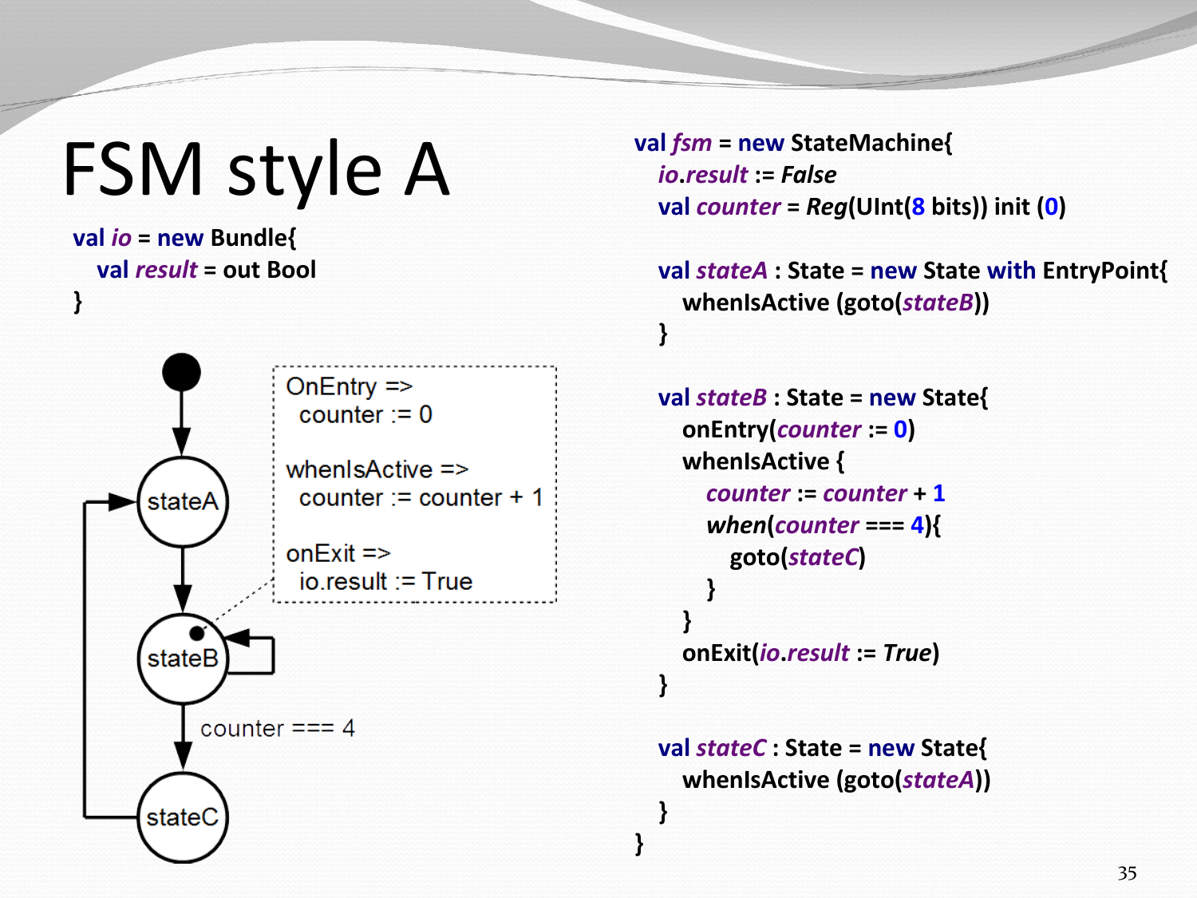# FSM style A

```
val io = new Bundle{
  val result = out Bool
}
```

OnEntry =>
  counter := 0

whenIsActive =>
  counter := counter + 1

onExit =>
  io.result := True

stateA

stateB

counter === 4

stateC

```
val fsm = new StateMachine{
  io.result := False
  val counter = Reg(UInt(8 bits)) init (0)

  val stateA : State = new State with EntryPoint{
    whenIsActive (goto(stateB))
  }

  val stateB : State = new State{
    onEntry(counter := 0)
    whenIsActive {
      counter := counter + 1
      when(counter === 4){
        goto(stateC)
      }
    }
    onExit(io.result := True)
  }

  val stateC : State = new State{
    whenIsActive (goto(stateA))
  }
}
```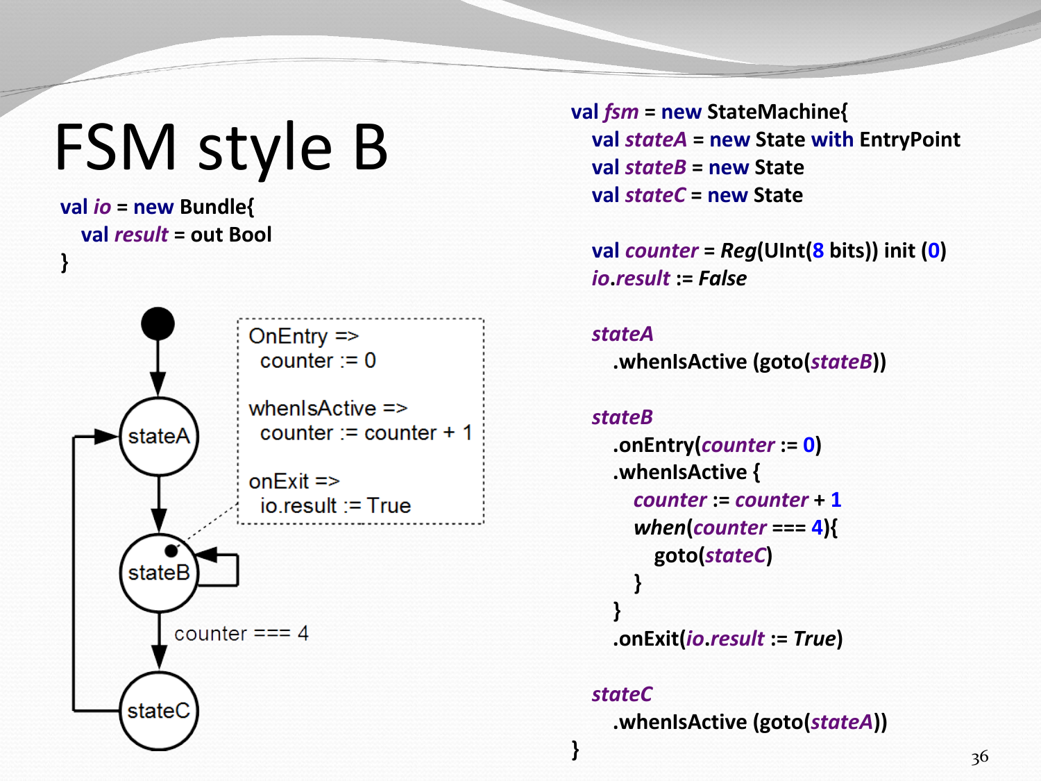# FSM style B

```scala
val io = new Bundle{
  val result = out Bool
}
```

OnEntry =>
  counter := 0

whenIsActive =>
  counter := counter + 1

onExit =>
  io.result := True

stateA → stateB → (counter === 4) → stateC → stateA

```scala
val fsm = new StateMachine{
  val stateA = new State with EntryPoint
  val stateB = new State
  val stateC = new State

  val counter = Reg(UInt(8 bits)) init (0)
  io.result := False

  stateA
    .whenIsActive (goto(stateB))

  stateB
    .onEntry(counter := 0)
    .whenIsActive {
      counter := counter + 1
      when(counter === 4){
        goto(stateC)
      }
    }
    .onExit(io.result := True)

  stateC
    .whenIsActive (goto(stateA))
}
```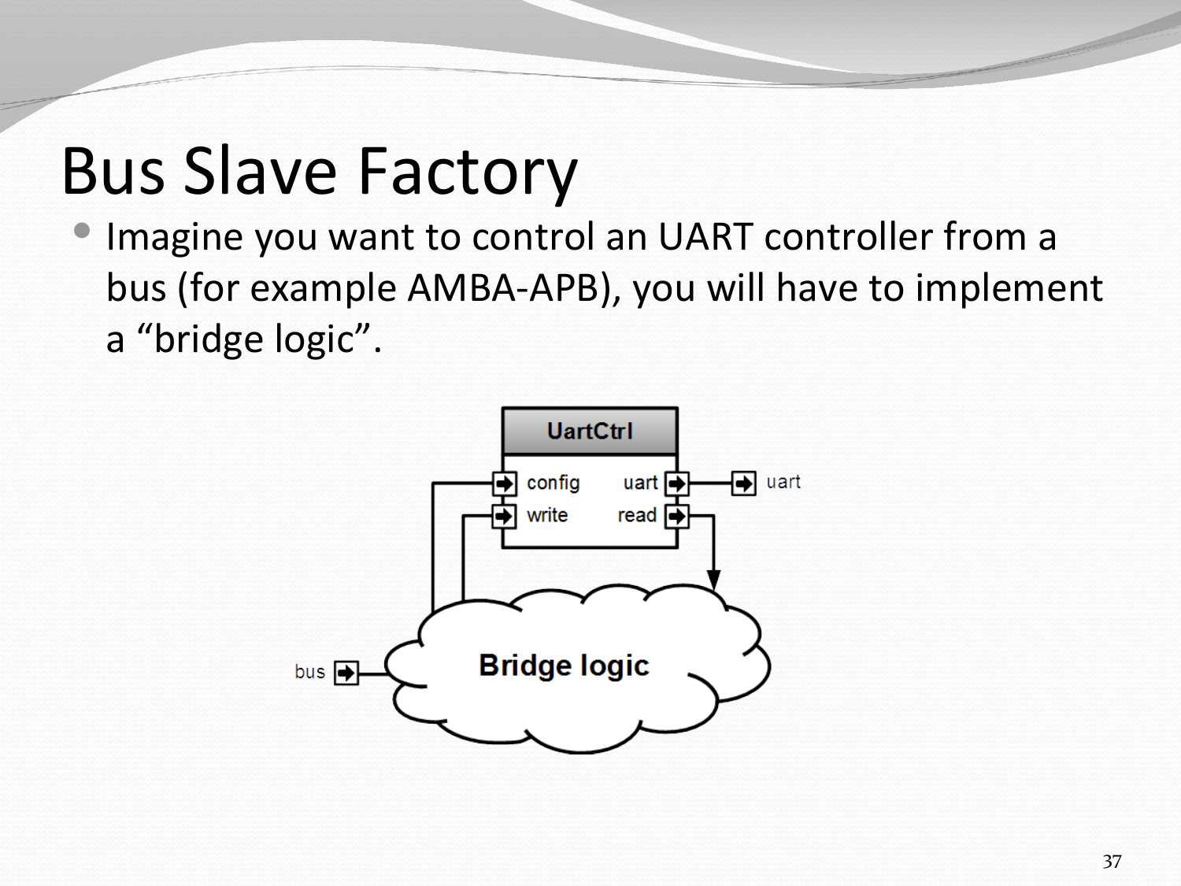# Bus Slave Factory

- Imagine you want to control an UART controller from a bus (for example AMBA-APB), you will have to implement a “bridge logic”.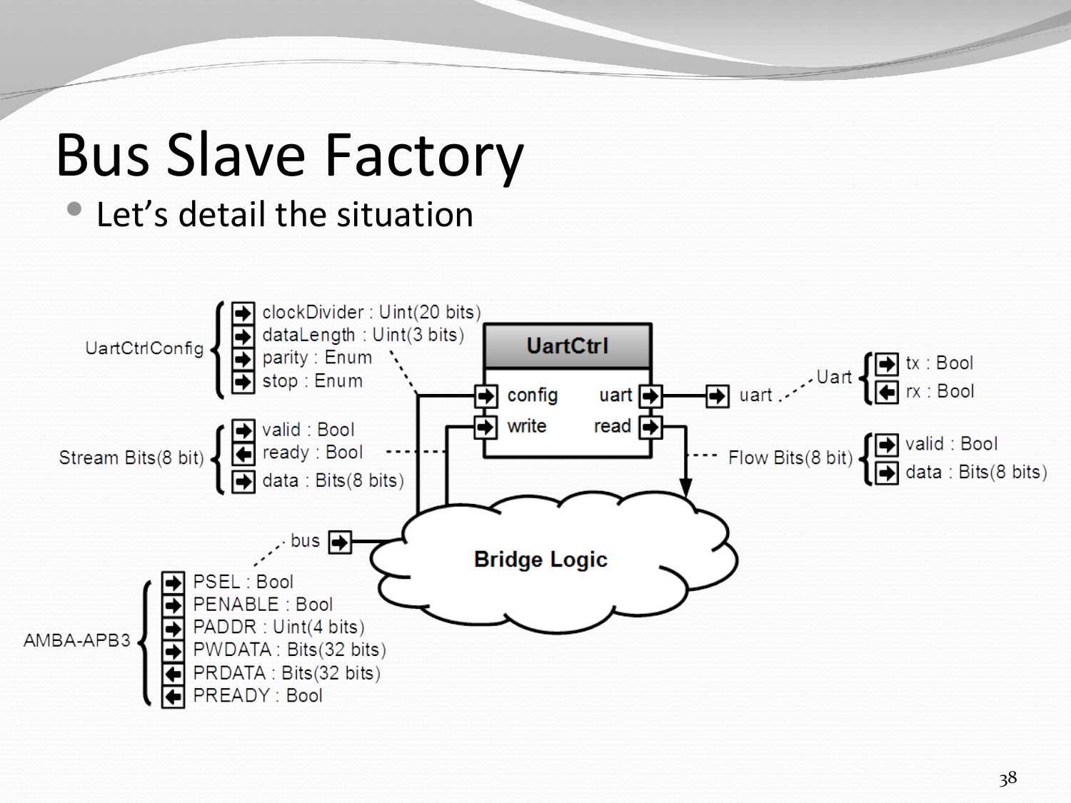# Bus Slave Factory

- Let's detail the situation

UartCtrlConfig
- clockDivider : Uint(20 bits)
- dataLength : Uint(3 bits)
- parity : Enum
- stop : Enum

Stream Bits(8 bit)
- valid : Bool
- ready : Bool
- data : Bits(8 bits)

UartCtrl
- config
- write
- uart
- read

uart — Uart
- tx : Bool
- rx : Bool

Flow Bits(8 bit)
- valid : Bool
- data : Bits(8 bits)

bus

Bridge Logic

AMBA-APB3
- PSEL : Bool
- PENABLE : Bool
- PADDR : Uint(4 bits)
- PWDATA : Bits(32 bits)
- PRDATA : Bits(32 bits)
- PREADY : Bool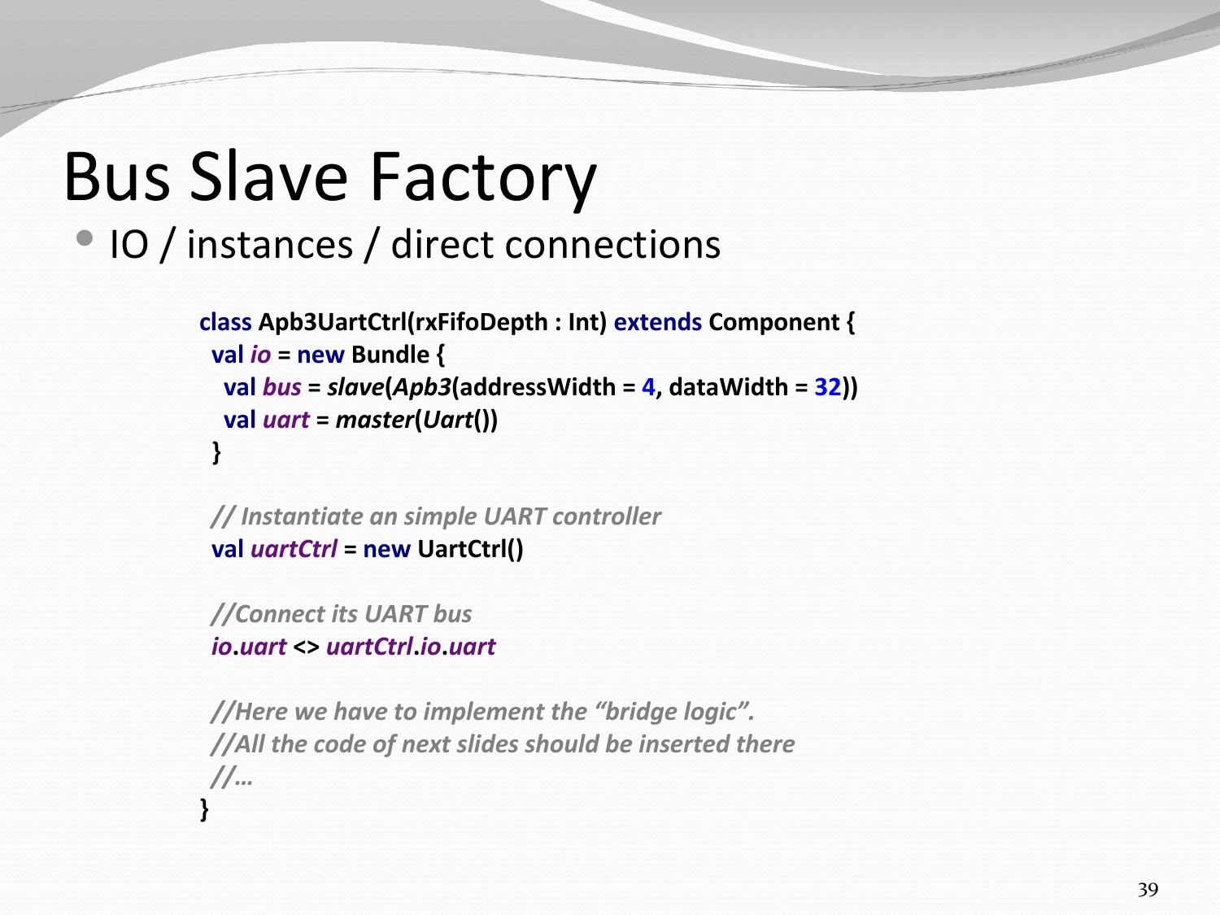# Bus Slave Factory

- IO / instances / direct connections

```scala
class Apb3UartCtrl(rxFifoDepth : Int) extends Component {
  val io = new Bundle {
    val bus = slave(Apb3(addressWidth = 4, dataWidth = 32))
    val uart = master(Uart())
  }

  // Instantiate an simple UART controller
  val uartCtrl = new UartCtrl()

  //Connect its UART bus
  io.uart <> uartCtrl.io.uart

  //Here we have to implement the “bridge logic”.
  //All the code of next slides should be inserted there
  //…
}
```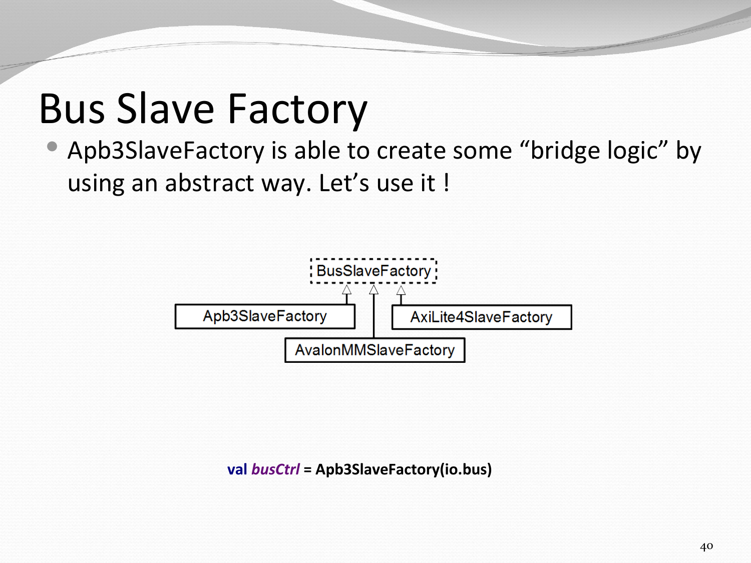# Bus Slave Factory

- Apb3SlaveFactory is able to create some “bridge logic” by using an abstract way. Let’s use it !

BusSlaveFactory

Apb3SlaveFactory

AxiLite4SlaveFactory

AvalonMMSlaveFactory

```
val busCtrl = Apb3SlaveFactory(io.bus)
```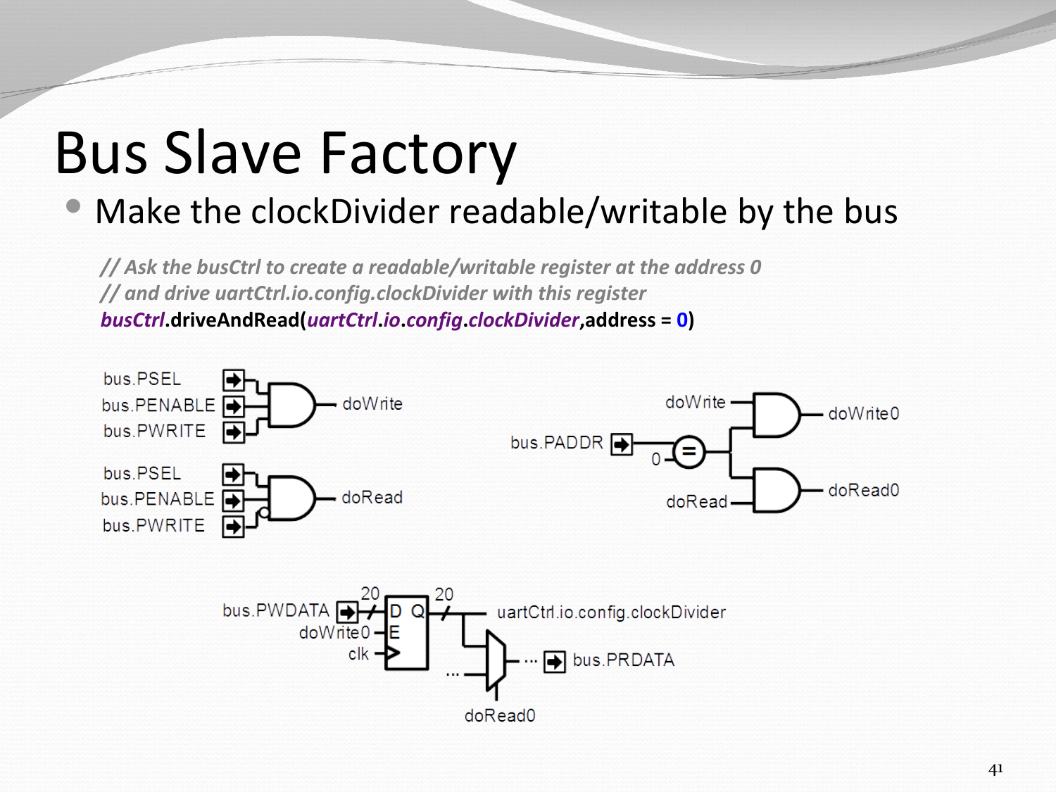# Bus Slave Factory

- Make the clockDivider readable/writable by the bus

```
// Ask the busCtrl to create a readable/writable register at the address 0
// and drive uartCtrl.io.config.clockDivider with this register
busCtrl.driveAndRead(uartCtrl.io.config.clockDivider,address = 0)
```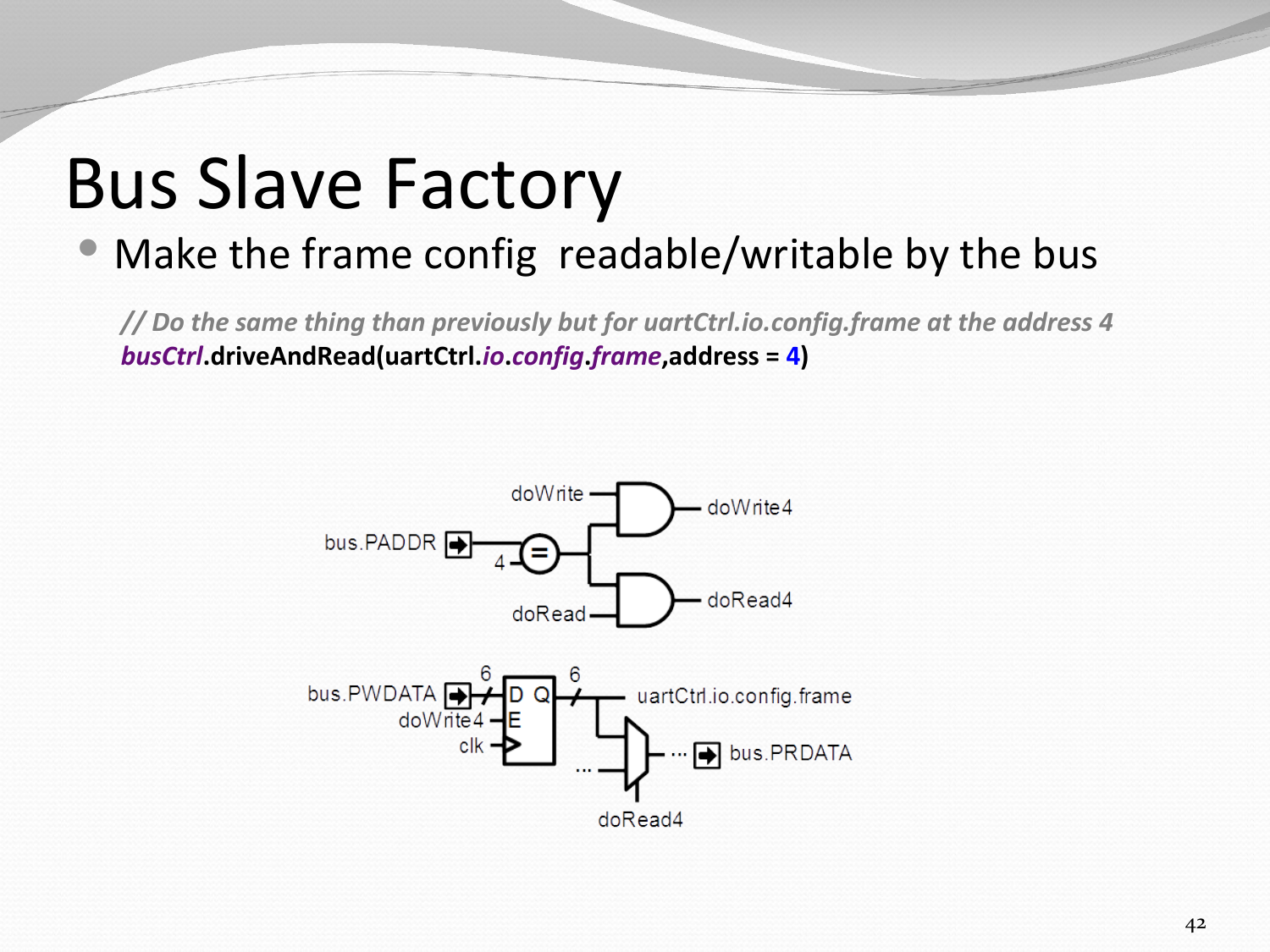# Bus Slave Factory

- Make the frame config readable/writable by the bus

```
// Do the same thing than previously but for uartCtrl.io.config.frame at the address 4
busCtrl.driveAndRead(uartCtrl.io.config.frame,address = 4)
```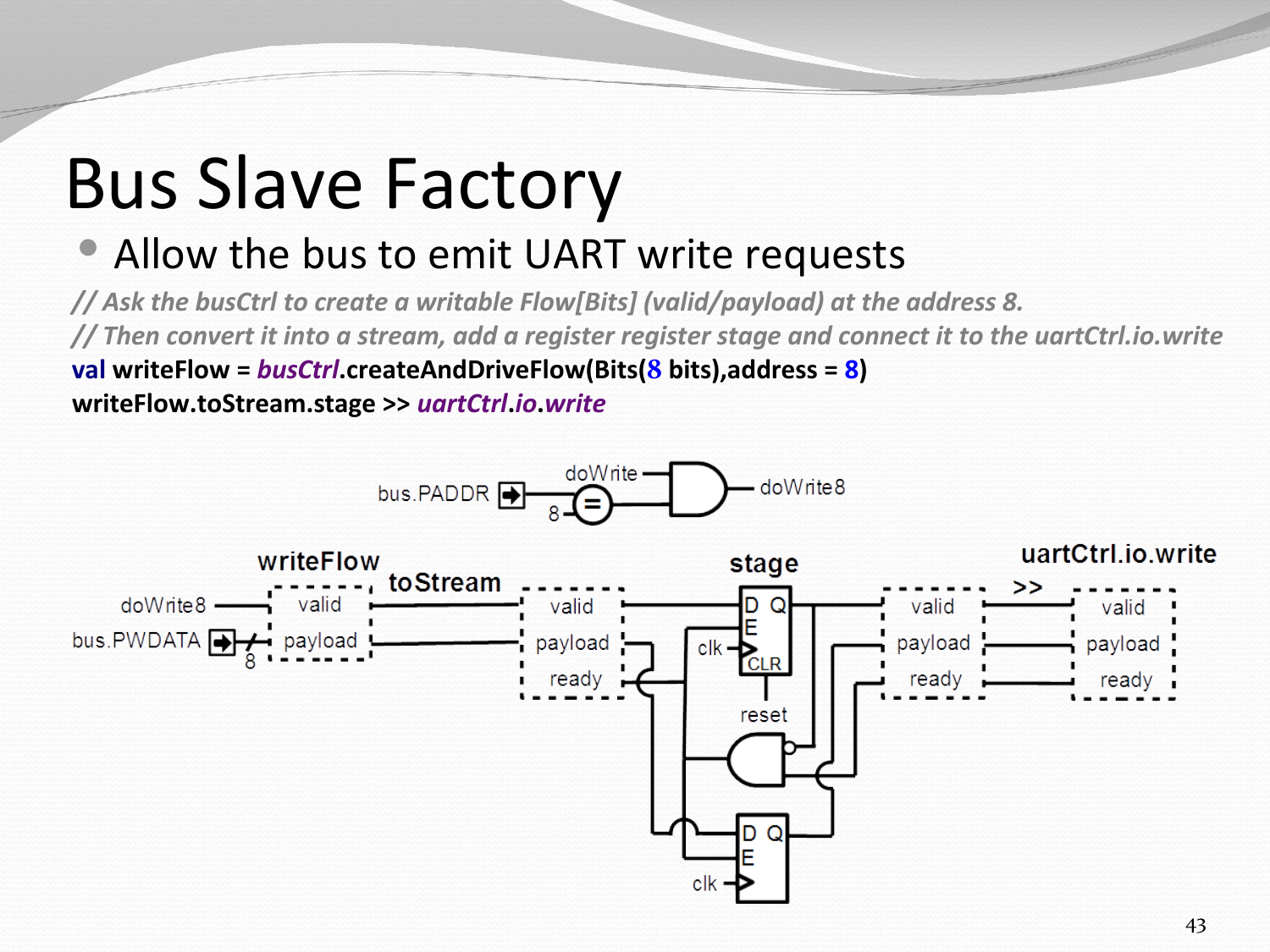# Bus Slave Factory

- Allow the bus to emit UART write requests

```
// Ask the busCtrl to create a writable Flow[Bits] (valid/payload) at the address 8.
// Then convert it into a stream, add a register register stage and connect it to the uartCtrl.io.write
val writeFlow = busCtrl.createAndDriveFlow(Bits(8 bits),address = 8)
writeFlow.toStream.stage >> uartCtrl.io.write
```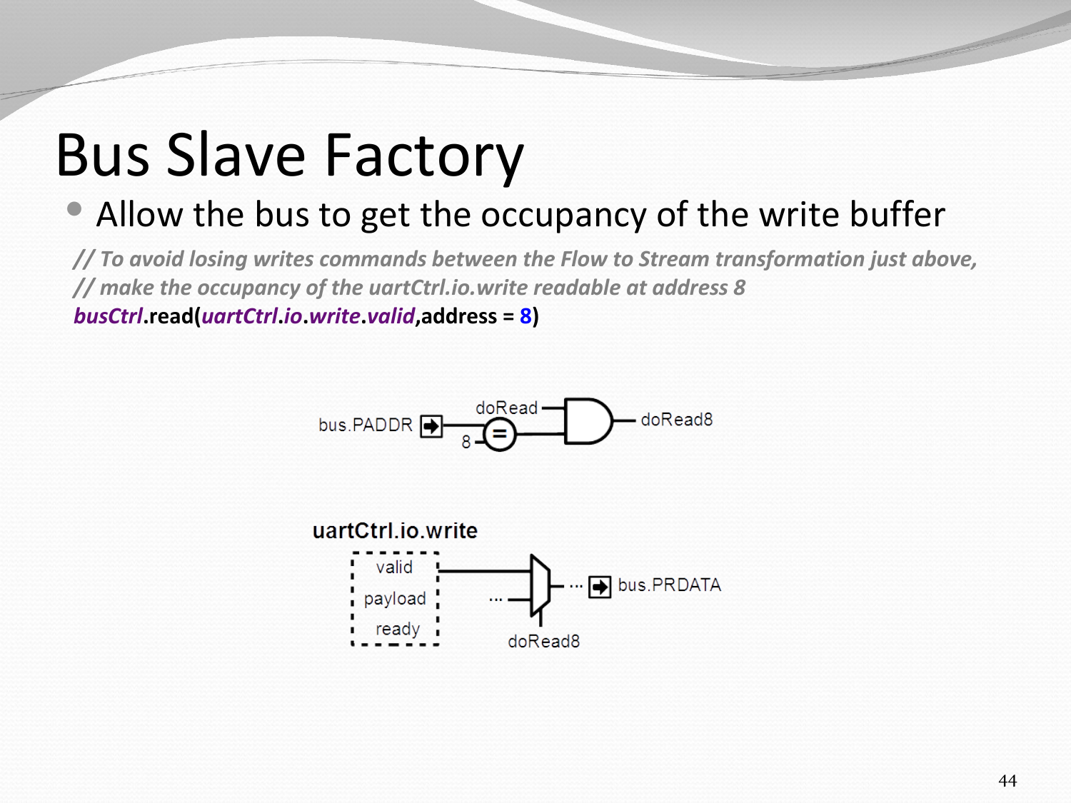# Bus Slave Factory

- Allow the bus to get the occupancy of the write buffer

```
// To avoid losing writes commands between the Flow to Stream transformation just above,
// make the occupancy of the uartCtrl.io.write readable at address 8
busCtrl.read(uartCtrl.io.write.valid,address = 8)
```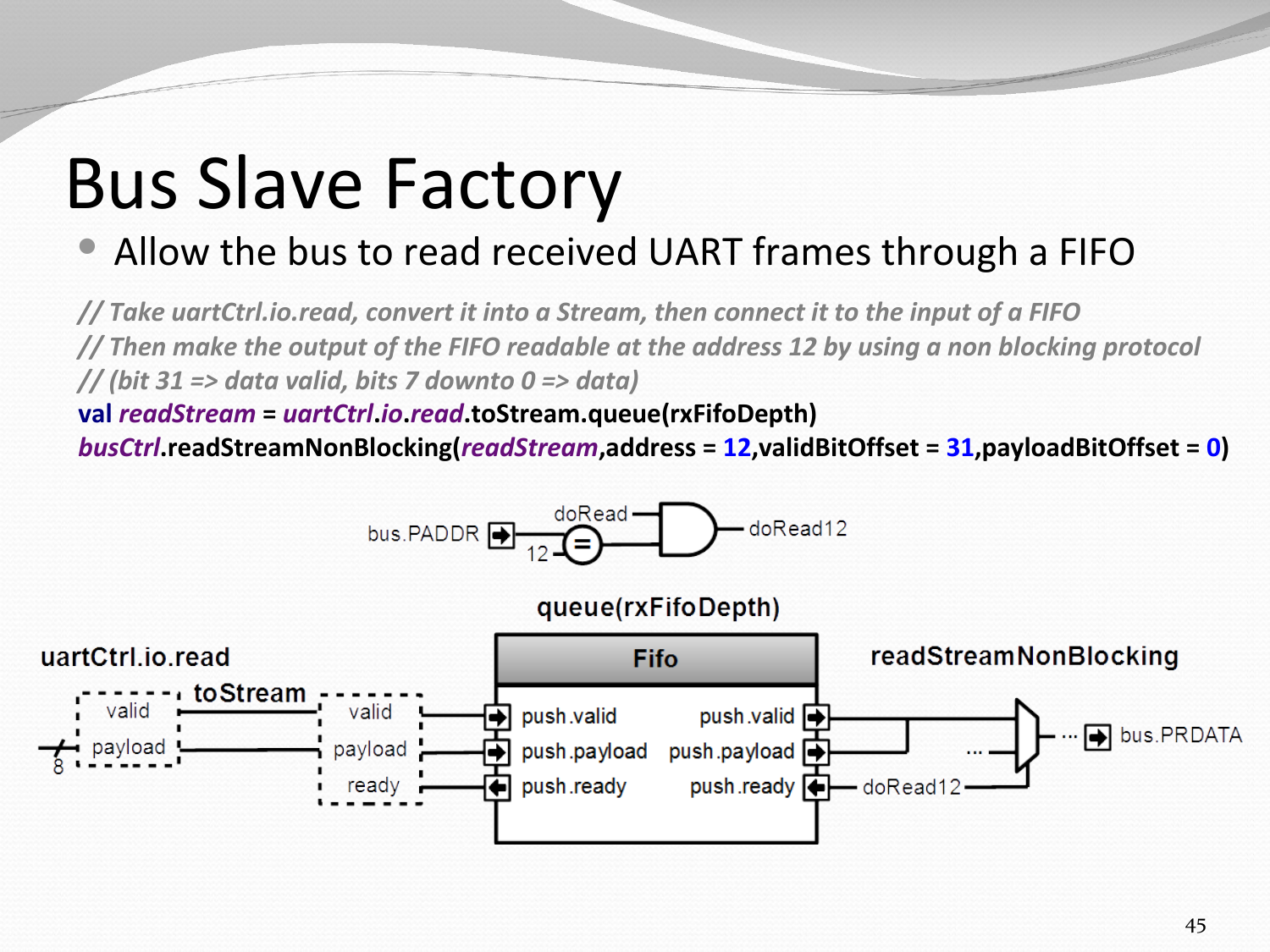# Bus Slave Factory

- Allow the bus to read received UART frames through a FIFO

```
// Take uartCtrl.io.read, convert it into a Stream, then connect it to the input of a FIFO
// Then make the output of the FIFO readable at the address 12 by using a non blocking protocol
// (bit 31 => data valid, bits 7 downto 0 => data)
val readStream = uartCtrl.io.read.toStream.queue(rxFifoDepth)
busCtrl.readStreamNonBlocking(readStream,address = 12,validBitOffset = 31,payloadBitOffset = 0)
```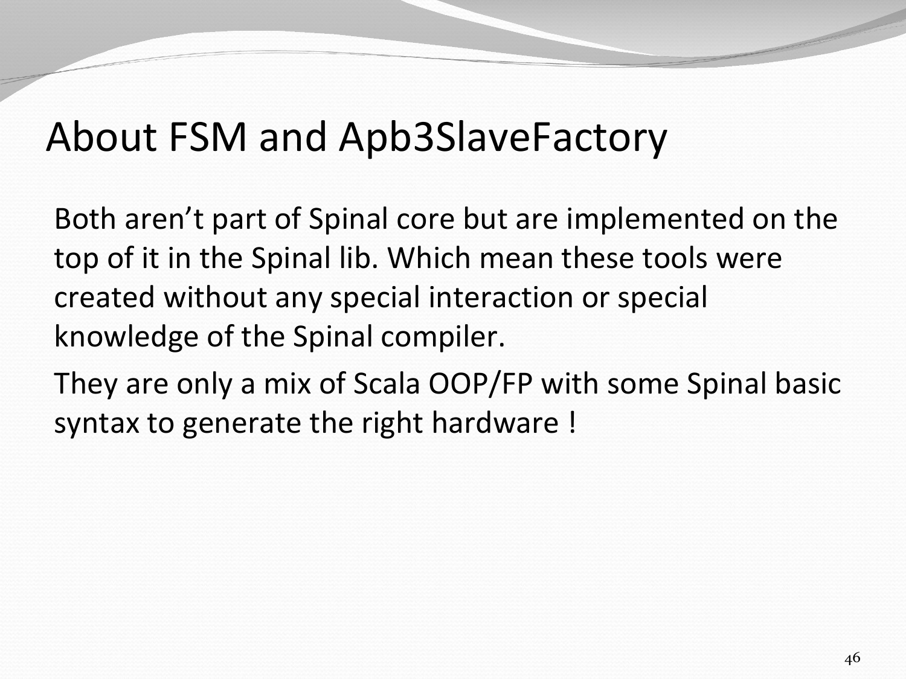# About FSM and Apb3SlaveFactory

Both aren’t part of Spinal core but are implemented on the top of it in the Spinal lib. Which mean these tools were created without any special interaction or special knowledge of the Spinal compiler.

They are only a mix of Scala OOP/FP with some Spinal basic syntax to generate the right hardware !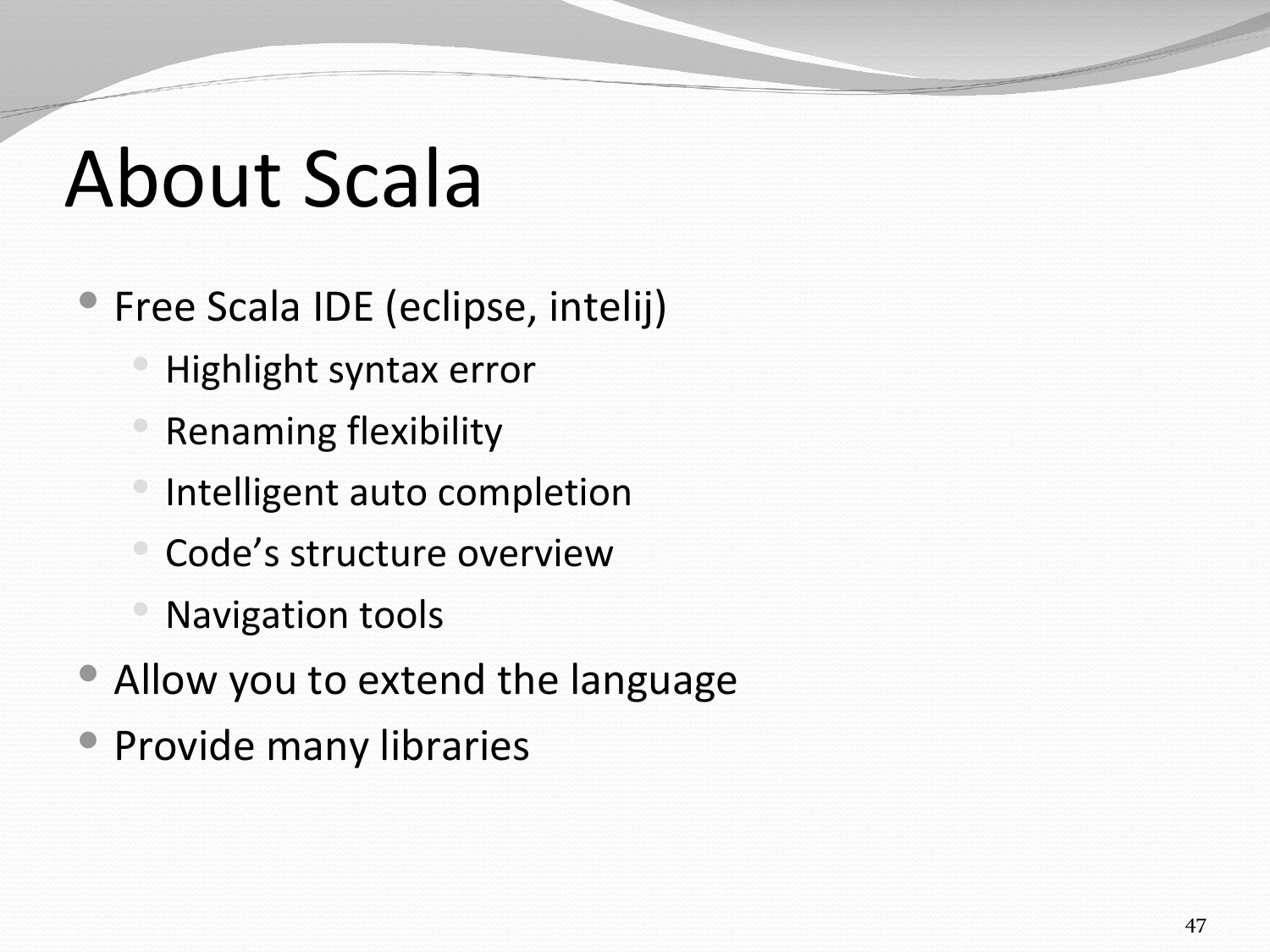# About Scala

- Free Scala IDE (eclipse, intelij)
  - Highlight syntax error
  - Renaming flexibility
  - Intelligent auto completion
  - Code's structure overview
  - Navigation tools
- Allow you to extend the language
- Provide many libraries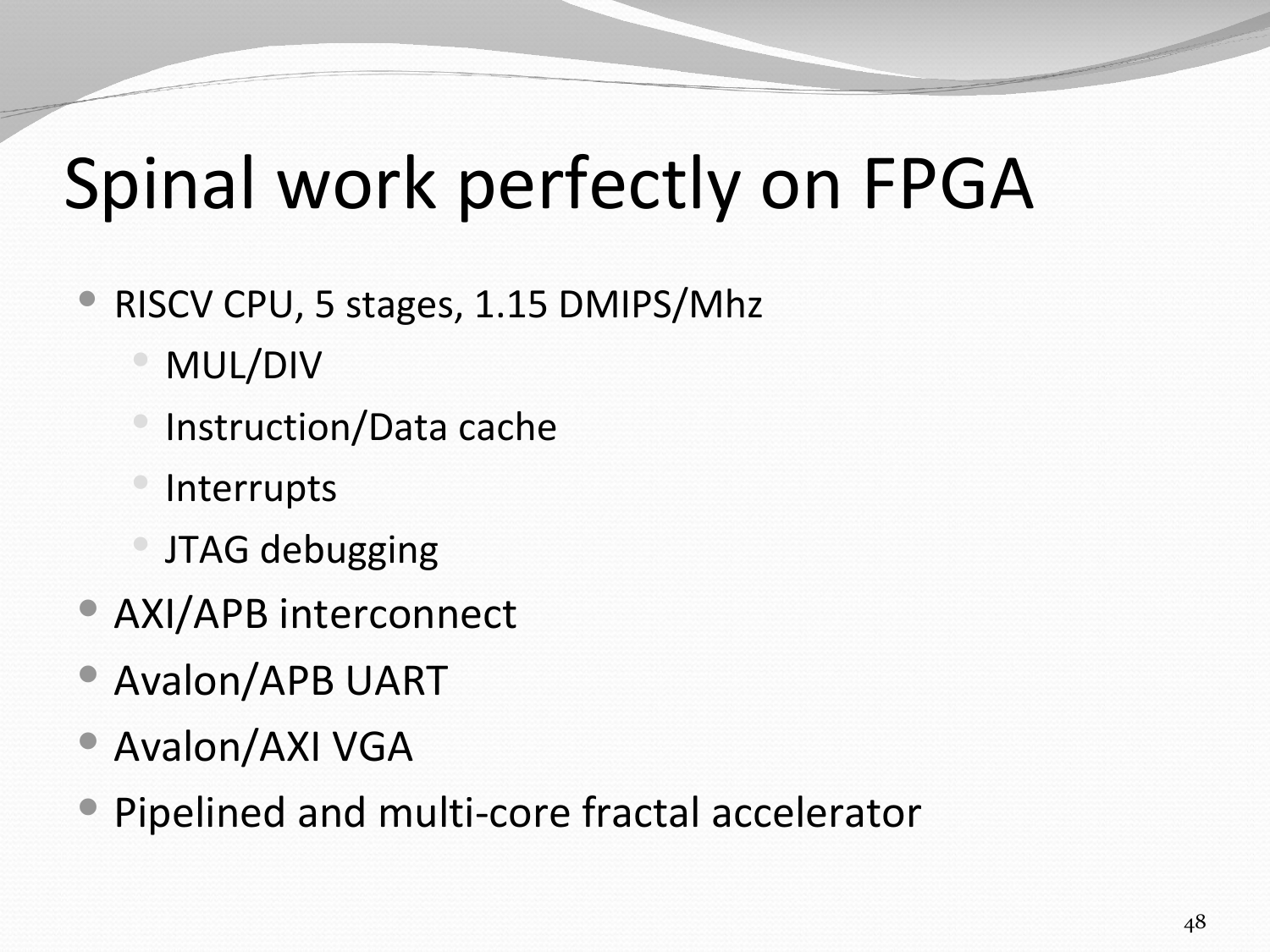# Spinal work perfectly on FPGA

- RISCV CPU, 5 stages, 1.15 DMIPS/Mhz
  - MUL/DIV
  - Instruction/Data cache
  - Interrupts
  - JTAG debugging
- AXI/APB interconnect
- Avalon/APB UART
- Avalon/AXI VGA
- Pipelined and multi-core fractal accelerator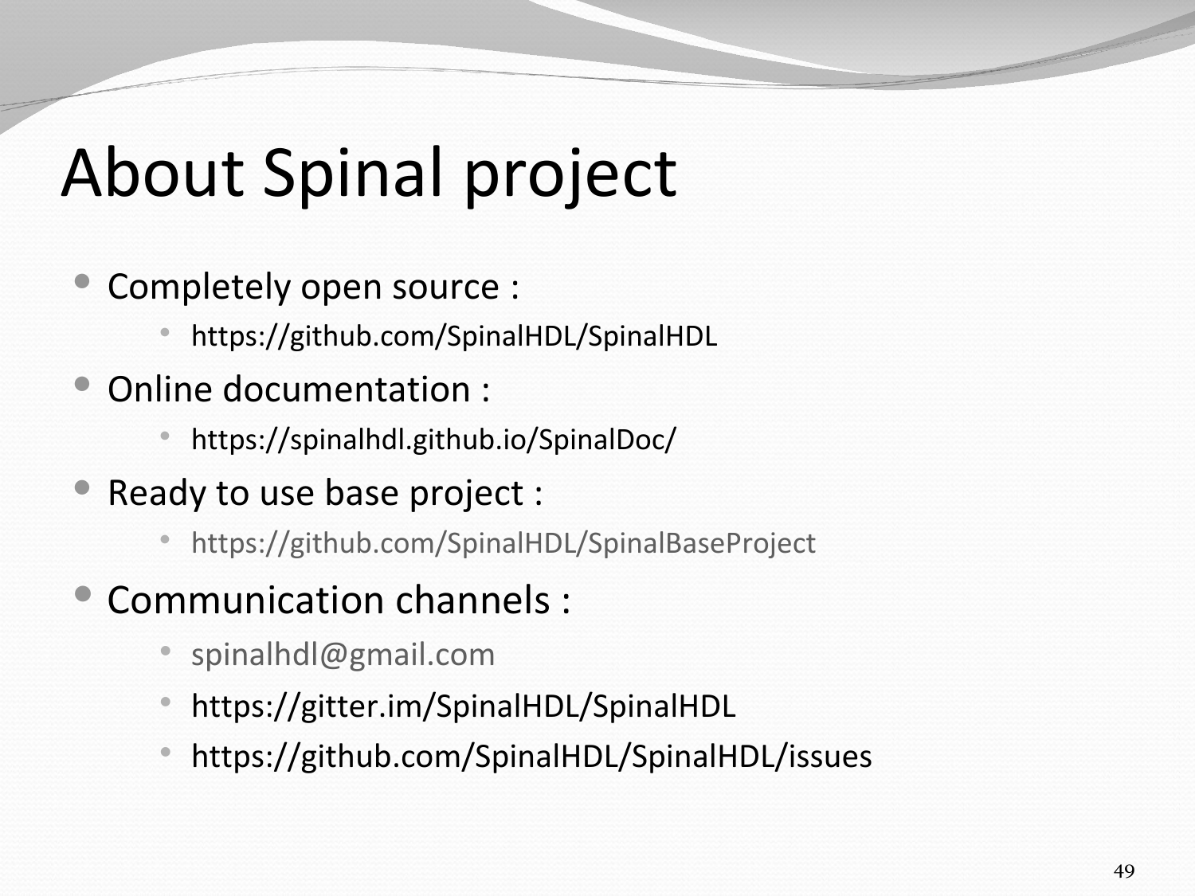# About Spinal project

- Completely open source :
  - https://github.com/SpinalHDL/SpinalHDL
- Online documentation :
  - https://spinalhdl.github.io/SpinalDoc/
- Ready to use base project :
  - https://github.com/SpinalHDL/SpinalBaseProject
- Communication channels :
  - spinalhdl@gmail.com
  - https://gitter.im/SpinalHDL/SpinalHDL
  - https://github.com/SpinalHDL/SpinalHDL/issues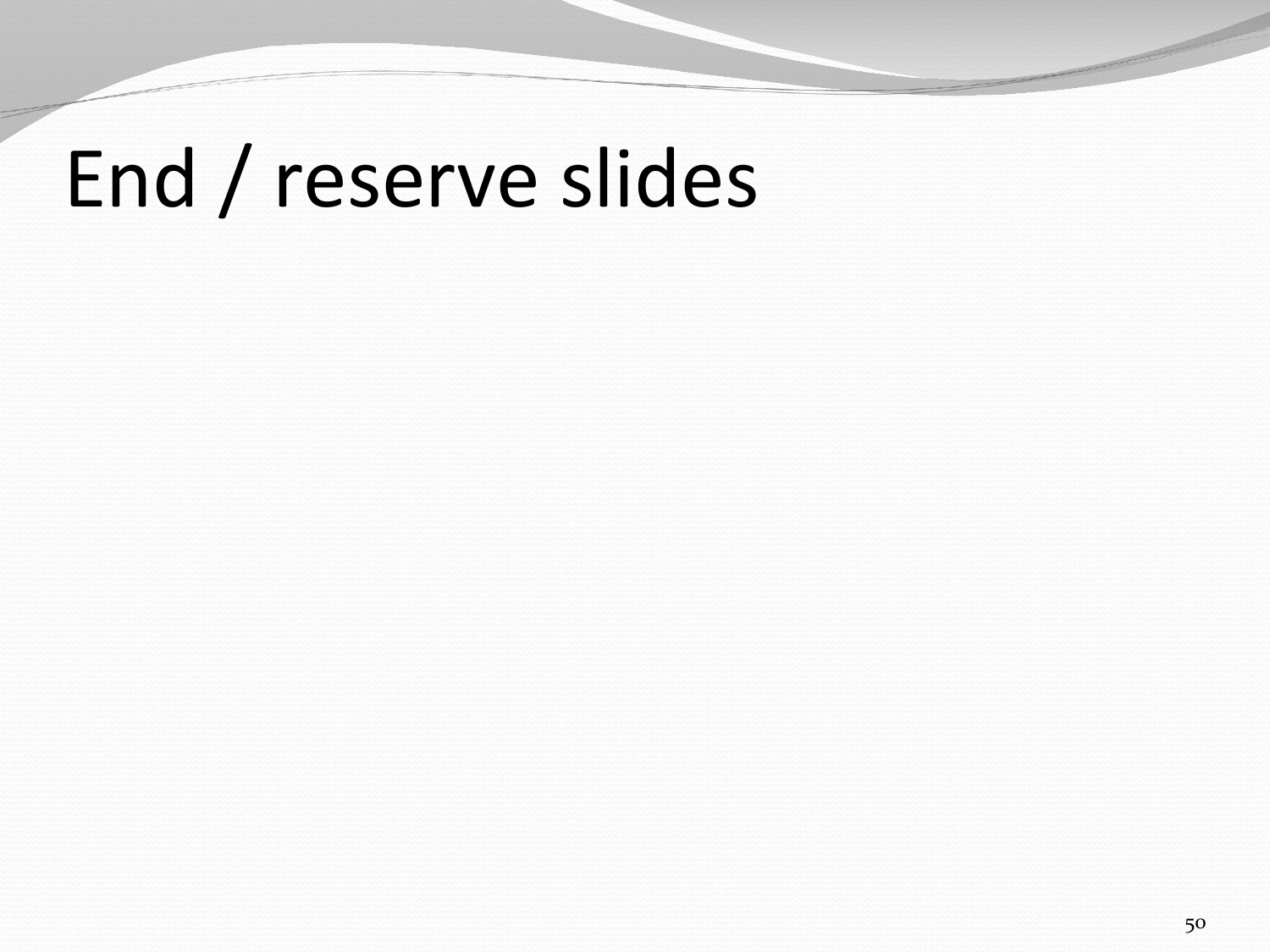# End / reserve slides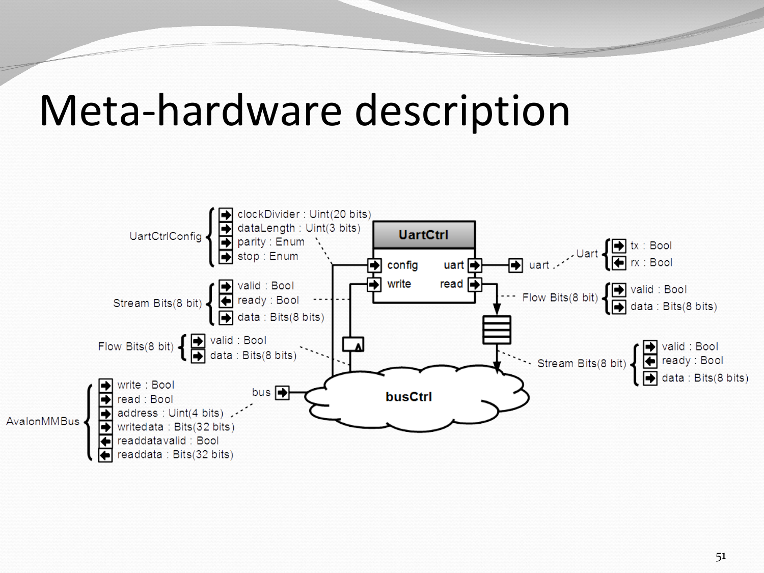# Meta-hardware description

UartCtrlConfig
- clockDivider : Uint(20 bits)
- dataLength : Uint(3 bits)
- parity : Enum
- stop : Enum

Stream Bits(8 bit)
- valid : Bool
- ready : Bool
- data : Bits(8 bits)

Flow Bits(8 bit)
- valid : Bool
- data : Bits(8 bits)

AvalonMMBus
- write : Bool
- read : Bool
- address : Uint(4 bits)
- writedata : Bits(32 bits)
- readdatavalid : Bool
- readdata : Bits(32 bits)

UartCtrl
- config
- write
- uart
- read

uart

Uart
- tx : Bool
- rx : Bool

Flow Bits(8 bit)
- valid : Bool
- data : Bits(8 bits)

Stream Bits(8 bit)
- valid : Bool
- ready : Bool
- data : Bits(8 bits)

bus

busCtrl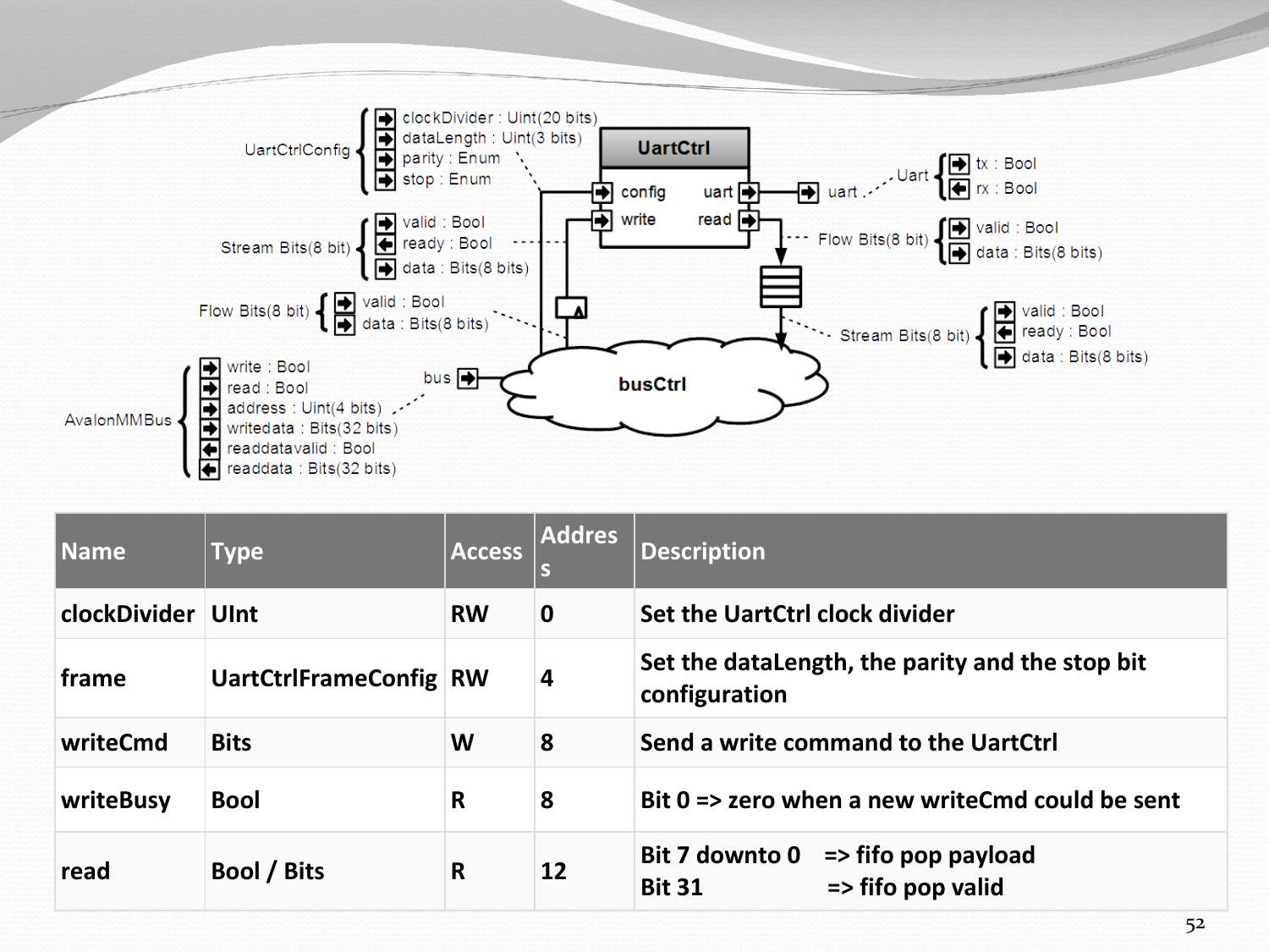UartCtrlConfig
- clockDivider : Uint(20 bits)
- dataLength : Uint(3 bits)
- parity : Enum
- stop : Enum

Stream Bits(8 bit)
- valid : Bool
- ready : Bool
- data : Bits(8 bits)

Flow Bits(8 bit)
- valid : Bool
- data : Bits(8 bits)

AvalonMMBus
- write : Bool
- read : Bool
- address : Uint(4 bits)
- writedata : Bits(32 bits)
- readdatavalid : Bool
- readdata : Bits(32 bits)

UartCtrl: config, write, uart, read

Uart
- tx : Bool
- rx : Bool

Flow Bits(8 bit)
- valid : Bool
- data : Bits(8 bits)

Stream Bits(8 bit)
- valid : Bool
- ready : Bool
- data : Bits(8 bits)

bus, busCtrl

| Name | Type | Access | Address | Description |
|---|---|---|---|---|
| clockDivider | UInt | RW | 0 | Set the UartCtrl clock divider |
| frame | UartCtrlFrameConfig | RW | 4 | Set the dataLength, the parity and the stop bit configuration |
| writeCmd | Bits | W | 8 | Send a write command to the UartCtrl |
| writeBusy | Bool | R | 8 | Bit 0 => zero when a new writeCmd could be sent |
| read | Bool / Bits | R | 12 | Bit 7 downto 0 => fifo pop payload<br>Bit 31 => fifo pop valid |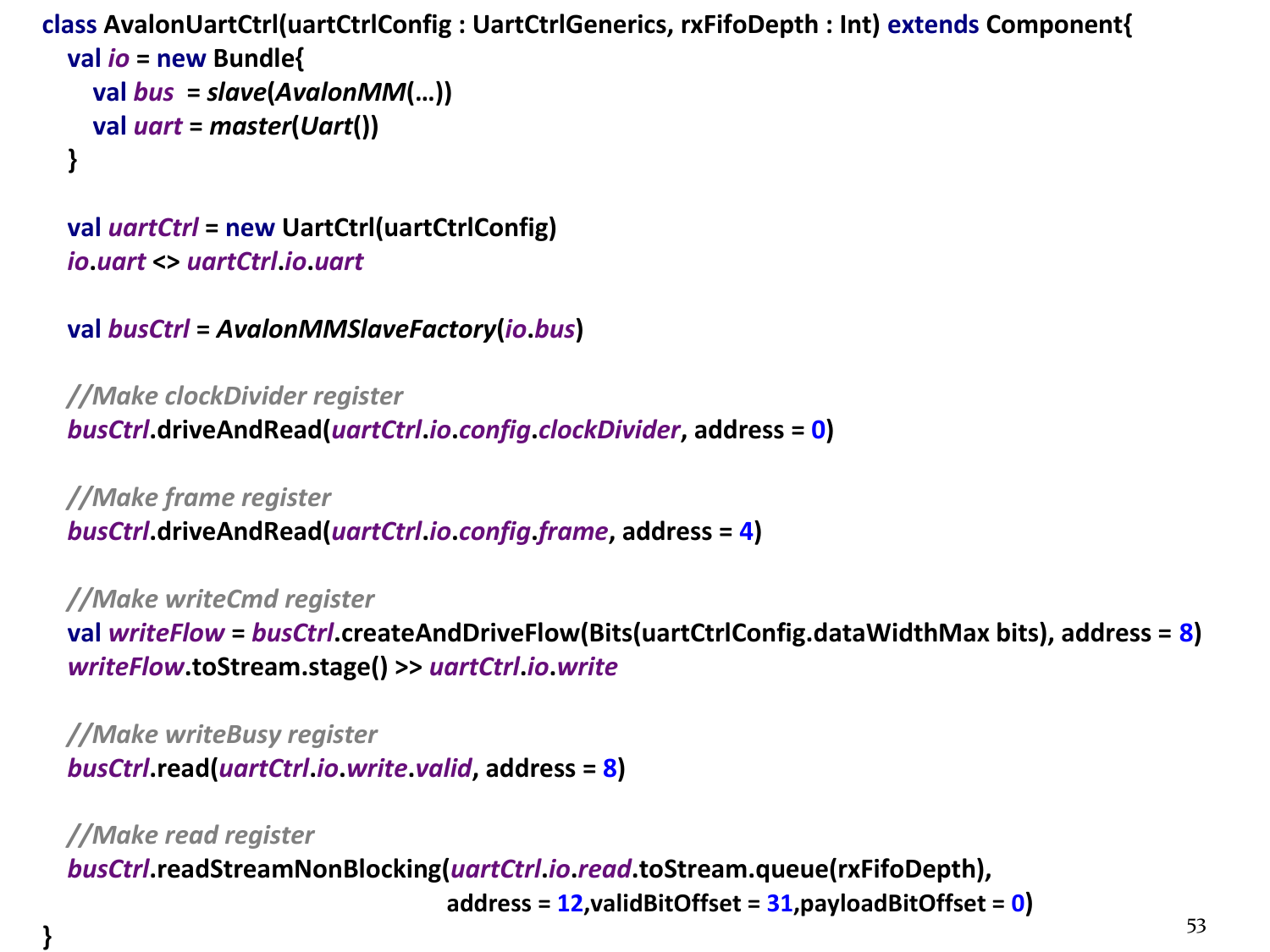```scala
class AvalonUartCtrl(uartCtrlConfig : UartCtrlGenerics, rxFifoDepth : Int) extends Component{
  val io = new Bundle{
    val bus  = slave(AvalonMM(…))
    val uart = master(Uart())
  }

  val uartCtrl = new UartCtrl(uartCtrlConfig)
  io.uart <> uartCtrl.io.uart

  val busCtrl = AvalonMMSlaveFactory(io.bus)

  //Make clockDivider register
  busCtrl.driveAndRead(uartCtrl.io.config.clockDivider, address = 0)

  //Make frame register
  busCtrl.driveAndRead(uartCtrl.io.config.frame, address = 4)

  //Make writeCmd register
  val writeFlow = busCtrl.createAndDriveFlow(Bits(uartCtrlConfig.dataWidthMax bits), address = 8)
  writeFlow.toStream.stage() >> uartCtrl.io.write

  //Make writeBusy register
  busCtrl.read(uartCtrl.io.write.valid, address = 8)

  //Make read register
  busCtrl.readStreamNonBlocking(uartCtrl.io.read.toStream.queue(rxFifoDepth),
                                address = 12,validBitOffset = 31,payloadBitOffset = 0)
}
```